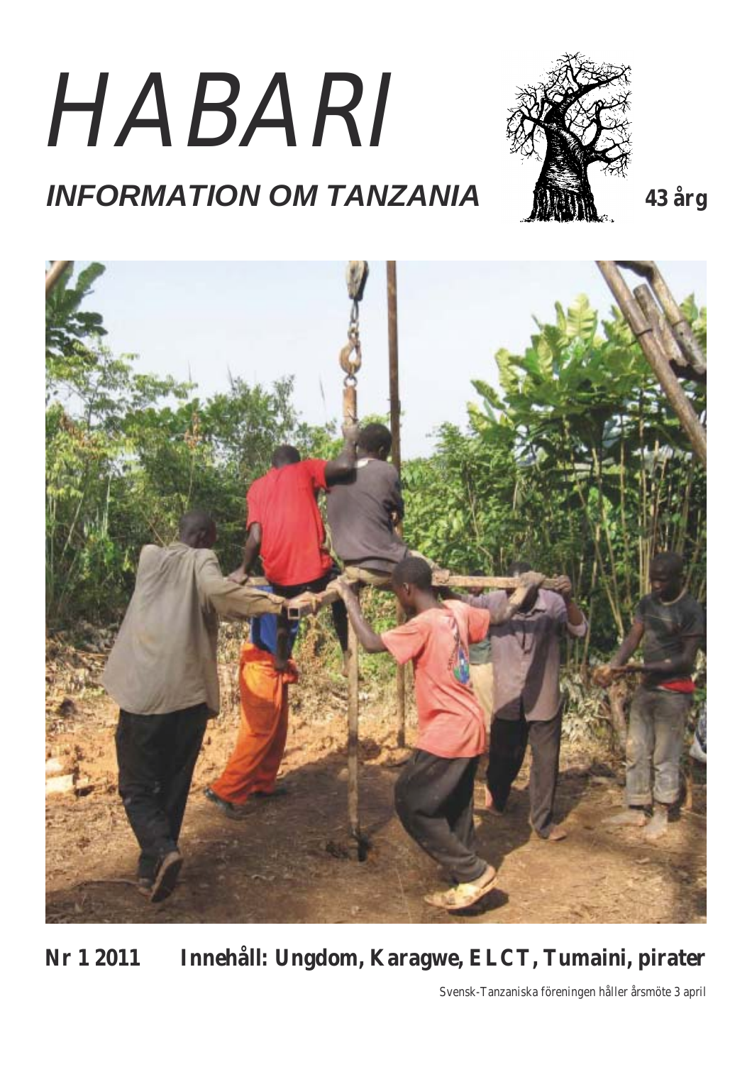# HABARI

## INFORMATION OM TANZANIA

**43 årg**

**Nr 1 2011 Innehåll: Ungdom, Karagwe, ELCT, Tumaini, pirater**

Svensk-Tanzaniska föreningen håller årsmöte 3 april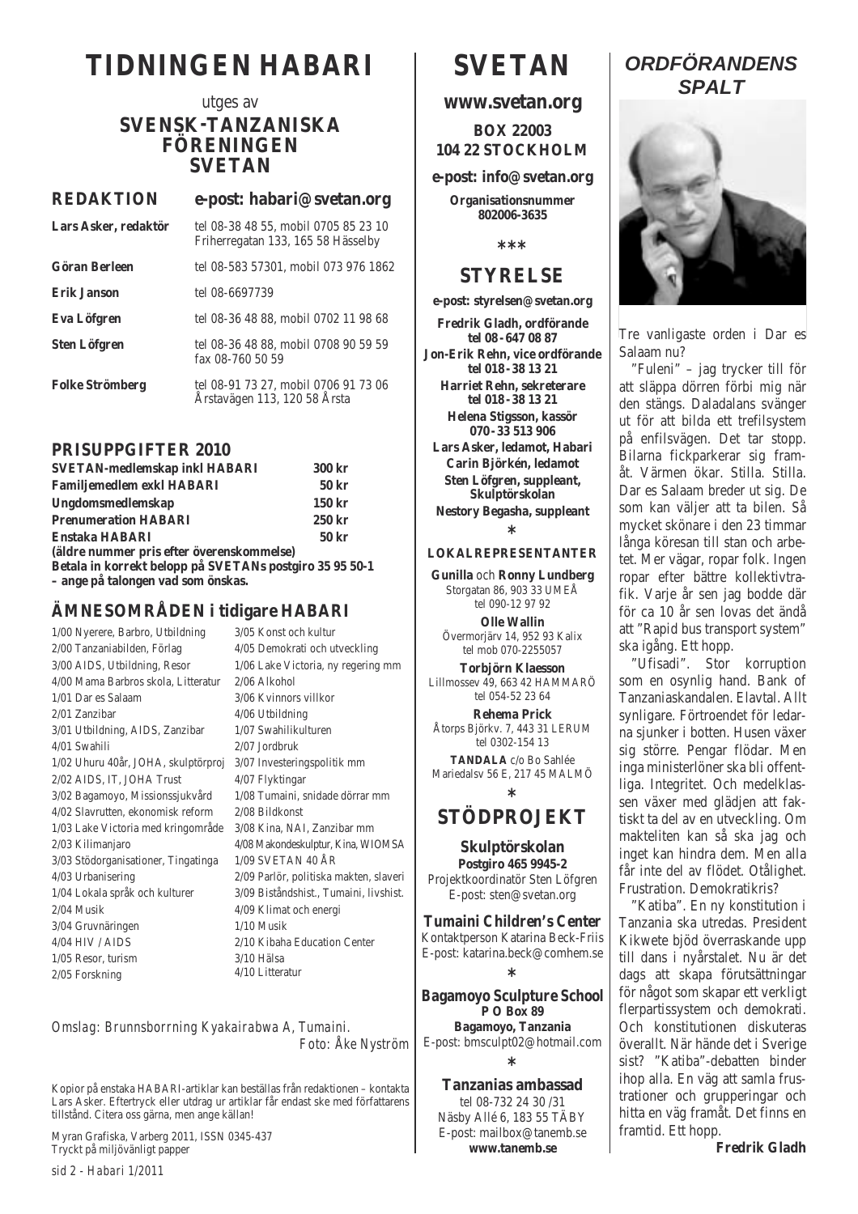# TIDNINGEN HABARI

utges av

## SVENSK-TANZANISKA FÖRENINGEN SVETAN

**REDAKTION** **e-post: habari@svetan.org**

**Lars Asker, redaktör** tel 08-38 48 55, mobil 0705 85 23 10
Friherregatan 133, 165 58 Hässelby

**Göran Berleen** tel 08-583 57301, mobil 073 976 1862

**Erik Janson** tel 08-6697739

**Eva Löfgren** tel 08-36 48 88, mobil 0702 11 98 68

**Sten Löfgren** tel 08-36 48 88, mobil 0708 90 59 59
fax 08-760 50 59

**Folke Strömberg** tel 08-91 73 27, mobil 0706 91 73 06
Årstavägen 113, 120 58 Årsta

### PRISUPPGIFTER 2010

| | |
|---|---|
| **SVETAN-medlemskap inkl HABARI** | **300 kr** |
| **Familjemedlem exkl HABARI** | **50 kr** |
| **Ungdomsmedlemskap** | **150 kr** |
| **Prenumeration HABARI** | **250 kr** |
| **Enstaka HABARI** | **50 kr** |

**(äldre nummer pris efter överenskommelse)**
**Betala in korrekt belopp på SVETANs postgiro 35 95 50-1 – ange på talongen vad som önskas.**

### ÄMNESOMRÅDEN i tidigare HABARI

1/00 Nyerere, Barbro, Utbildning
2/00 Tanzaniabilden, Förlag
3/00 AIDS, Utbildning, Resor
4/00 Mama Barbros skola, Litteratur
1/01 Dar es Salaam
2/01 Zanzibar
3/01 Utbildning, AIDS, Zanzibar
4/01 Swahili
1/02 Uhuru 40år, JOHA, skulptörproj
2/02 AIDS, IT, JOHA Trust
3/02 Bagamoyo, Missionssjukvård
4/02 Slavrutten, ekonomisk reform
1/03 Lake Victoria med kringområde
2/03 Kilimanjaro
3/03 Stödorganisationer, Tingatinga
4/03 Urbanisering
1/04 Lokala språk och kulturer
2/04 Musik
3/04 Gruvnäringen
4/04 HIV / AIDS
1/05 Resor, turism
2/05 Forskning
3/05 Konst och kultur
4/05 Demokrati och utveckling
1/06 Lake Victoria, ny regering mm
2/06 Alkohol
3/06 Kvinnors villkor
4/06 Utbildning
1/07 Swahilikulturen
2/07 Jordbruk
3/07 Investeringspolitik mm
4/07 Flyktingar
1/08 Tumaini, snidade dörrar mm
2/08 Bildkonst
3/08 Kina, NAI, Zanzibar mm
4/08 Makondeskulptur, Kina, WIOMSA
1/09 SVETAN 40 ÅR
2/09 Parlör, politiska makten, slaveri
3/09 Biståndshist., Tumaini, livshist.
4/09 Klimat och energi
1/10 Musik
2/10 Kibaha Education Center
3/10 Hälsa
4/10 Litteratur

*Omslag: Brunnsborrning Kyakairabwa A, Tumaini.*
*Foto: Åke Nyström*

Kopior på enstaka HABARI-artiklar kan beställas från redaktionen – kontakta Lars Asker. Eftertryck eller utdrag ur artiklar får endast ske med författarens tillstånd. Citera oss gärna, men ange källan!

Myran Grafiska, Varberg 2011, ISSN 0345-437
Tryckt på miljövänligt papper

# SVETAN

**www.svetan.org**

**BOX 22003**
**104 22 STOCKHOLM**

**e-post: info@svetan.org**

**Organisationsnummer 802006-3635**

***

## STYRELSE

**e-post: styrelsen@svetan.org**

**Fredrik Gladh, ordförande**
**tel 08-647 08 87**
**Jon-Erik Rehn, vice ordförande**
**tel 018-38 13 21**
**Harriet Rehn, sekreterare**
**tel 018-38 13 21**
**Helena Stigsson, kassör**
**070-33 513 906**
**Lars Asker, ledamot, Habari**
**Carin Björkén, ledamot**
**Sten Löfgren, suppleant, Skulptörskolan**
**Nestory Begasha, suppleant**

*

**LOKALREPRESENTANTER**

**Gunilla** och **Ronny Lundberg**
Storgatan 86, 903 33 UMEÅ
tel 090-12 97 92

**Olle Wallin**
Övermorjärv 14, 952 93 Kalix
tel mob 070-2255057

**Torbjörn Klaesson**
Lillmossev 49, 663 42 HAMMARÖ
tel 054-52 23 64

**Rehema Prick**
Åtorps Björkv. 7, 443 31 LERUM
tel 0302-154 13

**TANDALA** c/o Bo Sahlée
Mariedalsv 56 E, 217 45 MALMÖ

*

## STÖDPROJEKT

**Skulptörskolan**
**Postgiro 465 9945-2**
Projektkoordinatör Sten Löfgren
E-post: sten@svetan.org

**Tumaini Children's Center**
Kontaktperson Katarina Beck-Friis
E-post: katarina.beck@comhem.se

*

**Bagamoyo Sculpture School**
**P O Box 89**
**Bagamoyo, Tanzania**
E-post: bmsculpt02@hotmail.com

*

**Tanzanias ambassad**
tel 08-732 24 30 /31
Näsby Allé 6, 183 55 TÄBY
E-post: mailbox@tanemb.se
**www.tanemb.se**

## *ORDFÖRANDENS SPALT*

Tre vanligaste orden i Dar es Salaam nu?

"Fuleni" – jag trycker till för att släppa dörren förbi mig när den stängs. Daladalans svänger ut för att bilda ett trefilsystem på enfilsvägen. Det tar stopp. Bilarna fickparkerar sig framåt. Värmen ökar. Stilla. Stilla. Dar es Salaam breder ut sig. De som kan väljer att ta bilen. Så mycket skönare i den 23 timmar långa köresan till stan och arbetet. Mer vägar, ropar folk. Ingen ropar efter bättre kollektivtrafik. Varje år sen jag bodde där för ca 10 år sen lovas det ändå att "Rapid bus transport system" ska igång. Ett hopp.

"Ufisadi". Stor korruption som en osynlig hand. Bank of Tanzaniaskandalen. Elavtal. Allt synligare. Förtroendet för ledarna sjunker i botten. Husen växer sig större. Pengar flödar. Men inga ministerlöner ska bli offentliga. Integritet. Och medelklassen växer med glädjen att faktiskt ta del av en utveckling. Om makteliten kan så ska jag och inget kan hindra dem. Men alla får inte del av flödet. Otålighet. Frustration. Demokratikris?

"Katiba". En ny konstitution i Tanzania ska utredas. President Kikwete bjöd överraskande upp till dans i nyårstalet. Nu är det dags att skapa förutsättningar för något som skapar ett verkligt flerpartissystem och demokrati. Och konstitutionen diskuteras överallt. När hände det i Sverige sist? "Katiba"-debatten binder ihop alla. En väg att samla frustrationer och grupperingar och hitta en väg framåt. Det finns en framtid. Ett hopp.

**Fredrik Gladh**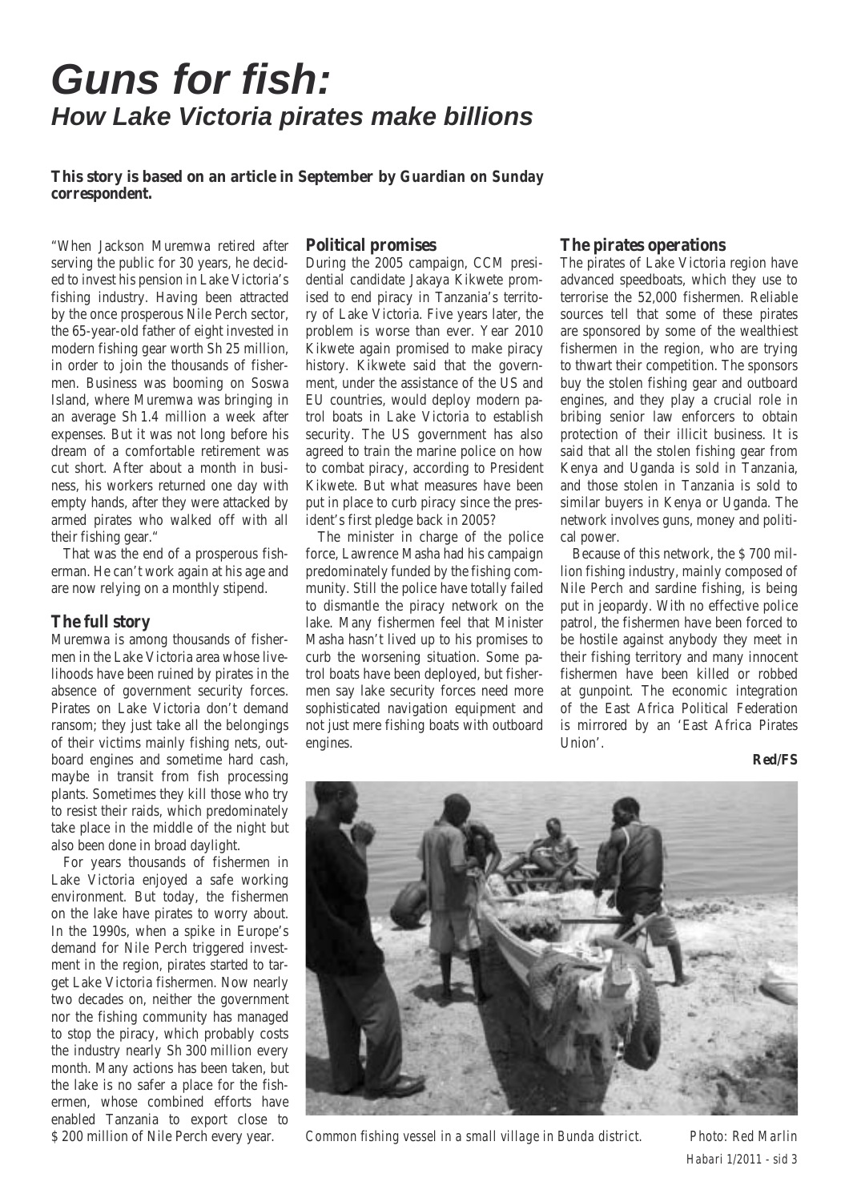# Guns for fish:

## How Lake Victoria pirates make billions

**This story is based on an article in September by *Guardian on Sunday* correspondent.**

"When Jackson Muremwa retired after serving the public for 30 years, he decided to invest his pension in Lake Victoria's fishing industry. Having been attracted by the once prosperous Nile Perch sector, the 65-year-old father of eight invested in modern fishing gear worth Sh 25 million, in order to join the thousands of fishermen. Business was booming on Soswa Island, where Muremwa was bringing in an average Sh 1.4 million a week after expenses. But it was not long before his dream of a comfortable retirement was cut short. After about a month in business, his workers returned one day with empty hands, after they were attacked by armed pirates who walked off with all their fishing gear."

That was the end of a prosperous fisherman. He can't work again at his age and are now relying on a monthly stipend.

### The full story

Muremwa is among thousands of fishermen in the Lake Victoria area whose livelihoods have been ruined by pirates in the absence of government security forces. Pirates on Lake Victoria don't demand ransom; they just take all the belongings of their victims mainly fishing nets, outboard engines and sometime hard cash, maybe in transit from fish processing plants. Sometimes they kill those who try to resist their raids, which predominately take place in the middle of the night but also been done in broad daylight.

For years thousands of fishermen in Lake Victoria enjoyed a safe working environment. But today, the fishermen on the lake have pirates to worry about. In the 1990s, when a spike in Europe's demand for Nile Perch triggered investment in the region, pirates started to target Lake Victoria fishermen. Now nearly two decades on, neither the government nor the fishing community has managed to stop the piracy, which probably costs the industry nearly Sh 300 million every month. Many actions has been taken, but the lake is no safer a place for the fishermen, whose combined efforts have enabled Tanzania to export close to $ 200 million of Nile Perch every year.

### Political promises

During the 2005 campaign, CCM presidential candidate Jakaya Kikwete promised to end piracy in Tanzania's territory of Lake Victoria. Five years later, the problem is worse than ever. Year 2010 Kikwete again promised to make piracy history. Kikwete said that the government, under the assistance of the US and EU countries, would deploy modern patrol boats in Lake Victoria to establish security. The US government has also agreed to train the marine police on how to combat piracy, according to President Kikwete. But what measures have been put in place to curb piracy since the president's first pledge back in 2005?

The minister in charge of the police force, Lawrence Masha had his campaign predominately funded by the fishing community. Still the police have totally failed to dismantle the piracy network on the lake. Many fishermen feel that Minister Masha hasn't lived up to his promises to curb the worsening situation. Some patrol boats have been deployed, but fishermen say lake security forces need more sophisticated navigation equipment and not just mere fishing boats with outboard engines.

### The pirates operations

The pirates of Lake Victoria region have advanced speedboats, which they use to terrorise the 52,000 fishermen. Reliable sources tell that some of these pirates are sponsored by some of the wealthiest fishermen in the region, who are trying to thwart their competition. The sponsors buy the stolen fishing gear and outboard engines, and they play a crucial role in bribing senior law enforcers to obtain protection of their illicit business. It is said that all the stolen fishing gear from Kenya and Uganda is sold in Tanzania, and those stolen in Tanzania is sold to similar buyers in Kenya or Uganda. The network involves guns, money and political power.

Because of this network, the $ 700 million fishing industry, mainly composed of Nile Perch and sardine fishing, is being put in jeopardy. With no effective police patrol, the fishermen have been forced to be hostile against anybody they meet in their fishing territory and many innocent fishermen have been killed or robbed at gunpoint. The economic integration of the East Africa Political Federation is mirrored by an 'East Africa Pirates Union'.

**Red/FS**

*Common fishing vessel in a small village in Bunda district.* Photo: Red Marlin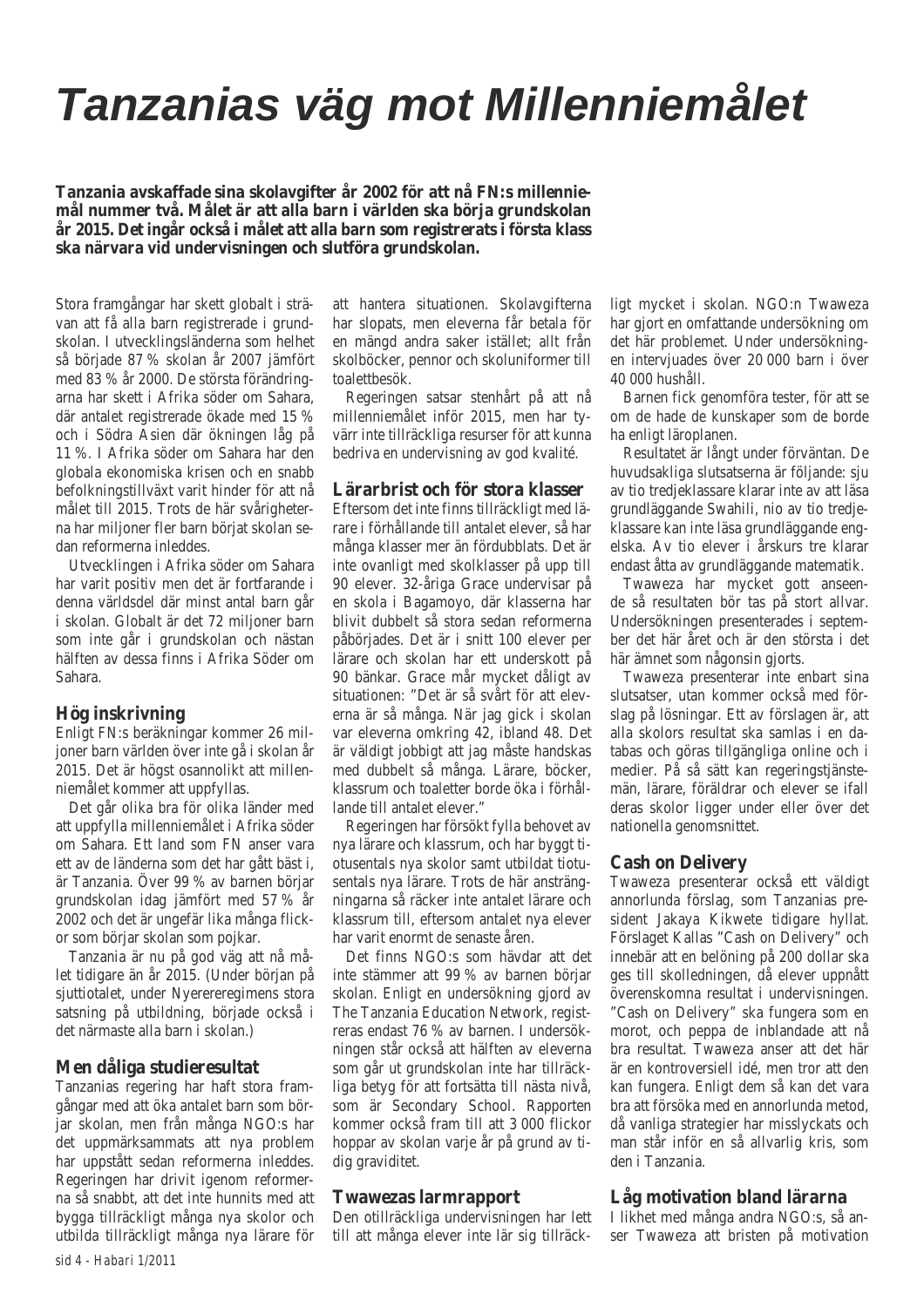# Tanzanias väg mot Millenniemålet

**Tanzania avskaffade sina skolavgifter år 2002 för att nå FN:s millenniemål nummer två. Målet är att alla barn i världen ska börja grundskolan år 2015. Det ingår också i målet att alla barn som registrerats i första klass ska närvara vid undervisningen och slutföra grundskolan.**

Stora framgångar har skett globalt i strävan att få alla barn registrerade i grundskolan. I utvecklingsländerna som helhet så började 87 % skolan år 2007 jämfört med 83 % år 2000. De största förändringarna har skett i Afrika söder om Sahara, där antalet registrerade ökade med 15 % och i Södra Asien där ökningen låg på 11 %. I Afrika söder om Sahara har den globala ekonomiska krisen och en snabb befolkningstillväxt varit hinder för att nå målet till 2015. Trots de här svårigheterna har miljoner fler barn börjat skolan sedan reformerna inleddes.

Utvecklingen i Afrika söder om Sahara har varit positiv men det är fortfarande i denna världsdel där minst antal barn går i skolan. Globalt är det 72 miljoner barn som inte går i grundskolan och nästan hälften av dessa finns i Afrika Söder om Sahara.

## Hög inskrivning

Enligt FN:s beräkningar kommer 26 miljoner barn världen över inte gå i skolan år 2015. Det är högst osannolikt att millenniemålet kommer att uppfyllas.

Det går olika bra för olika länder med att uppfylla millenniemålet i Afrika söder om Sahara. Ett land som FN anser vara ett av de länderna som det har gått bäst i, är Tanzania. Över 99 % av barnen börjar grundskolan idag jämfört med 57 % år 2002 och det är ungefär lika många flickor som börjar skolan som pojkar.

Tanzania är nu på god väg att nå målet tidigare än år 2015. (Under början på sjuttiotalet, under Nyerereregimens stora satsning på utbildning, började också i det närmaste alla barn i skolan.)

## Men dåliga studieresultat

Tanzanias regering har haft stora framgångar med att öka antalet barn som börjar skolan, men från många NGO:s har det uppmärksammats att nya problem har uppstått sedan reformerna inleddes. Regeringen har drivit igenom reformerna så snabbt, att det inte hunnits med att bygga tillräckligt många nya skolor och utbilda tillräckligt många nya lärare för att hantera situationen. Skolavgifterna har slopats, men eleverna får betala för en mängd andra saker istället; allt från skolböcker, pennor och skoluniformer till toalettbesök.

Regeringen satsar stenhårt på att nå millenniemålet inför 2015, men har tyvärr inte tillräckliga resurser för att kunna bedriva en undervisning av god kvalité.

## Lärarbrist och för stora klasser

Eftersom det inte finns tillräckligt med lärare i förhållande till antalet elever, så har många klasser mer än fördubblats. Det är inte ovanligt med skolklasser på upp till 90 elever. 32-åriga Grace undervisar på en skola i Bagamoyo, där klasserna har blivit dubbelt så stora sedan reformerna påbörjades. Det är i snitt 100 elever per lärare och skolan har ett underskott på 90 bänkar. Grace mår mycket dåligt av situationen: "Det är så svårt för att eleverna är så många. När jag gick i skolan var eleverna omkring 42, ibland 48. Det är väldigt jobbigt att jag måste handskas med dubbelt så många. Lärare, böcker, klassrum och toaletter borde öka i förhållande till antalet elever."

Regeringen har försökt fylla behovet av nya lärare och klassrum, och har byggt tiotusentals nya skolor samt utbildat tiotusentals nya lärare. Trots de här ansträngningarna så räcker inte antalet lärare och klassrum till, eftersom antalet nya elever har varit enormt de senaste åren.

Det finns NGO:s som hävdar att det inte stämmer att 99 % av barnen börjar skolan. Enligt en undersökning gjord av The Tanzania Education Network, registreras endast 76 % av barnen. I undersökningen står också att hälften av eleverna som går ut grundskolan inte har tillräckliga betyg för att fortsätta till nästa nivå, som är Secondary School. Rapporten kommer också fram till att 3 000 flickor hoppar av skolan varje år på grund av tidig graviditet.

## Twawezas larmrapport

Den otillräckliga undervisningen har lett till att många elever inte lär sig tillräckligt mycket i skolan. NGO:n Twaweza har gjort en omfattande undersökning om det här problemet. Under undersökningen intervjuades över 20 000 barn i över 40 000 hushåll.

Barnen fick genomföra tester, för att se om de hade de kunskaper som de borde ha enligt läroplanen.

Resultatet är långt under förväntan. De huvudsakliga slutsatserna är följande: sju av tio tredjeklassare klarar inte av att läsa grundläggande Swahili, nio av tio tredjeklassare kan inte läsa grundläggande engelska. Av tio elever i årskurs tre klarar endast åtta av grundläggande matematik.

Twaweza har mycket gott anseende så resultaten bör tas på stort allvar. Undersökningen presenterades i september det här året och är den största i det här ämnet som någonsin gjorts.

Twaweza presenterar inte enbart sina slutsatser, utan kommer också med förslag på lösningar. Ett av förslagen är, att alla skolors resultat ska samlas i en databas och göras tillgängliga online och i medier. På så sätt kan regeringstjänstemän, lärare, föräldrar och elever se ifall deras skolor ligger under eller över det nationella genomsnittet.

## Cash on Delivery

Twaweza presenterar också ett väldigt annorlunda förslag, som Tanzanias president Jakaya Kikwete tidigare hyllat. Förslaget Kallas "Cash on Delivery" och innebär att en belöning på 200 dollar ska ges till skolledningen, då elever uppnått överenskomna resultat i undervisningen. "Cash on Delivery" ska fungera som en morot, och peppa de inblandade att nå bra resultat. Twaweza anser att det här är en kontroversiell idé, men tror att den kan fungera. Enligt dem så kan det vara bra att försöka med en annorlunda metod, då vanliga strategier har misslyckats och man står inför en så allvarlig kris, som den i Tanzania.

## Låg motivation bland lärarna

I likhet med många andra NGO:s, så anser Twaweza att bristen på motivation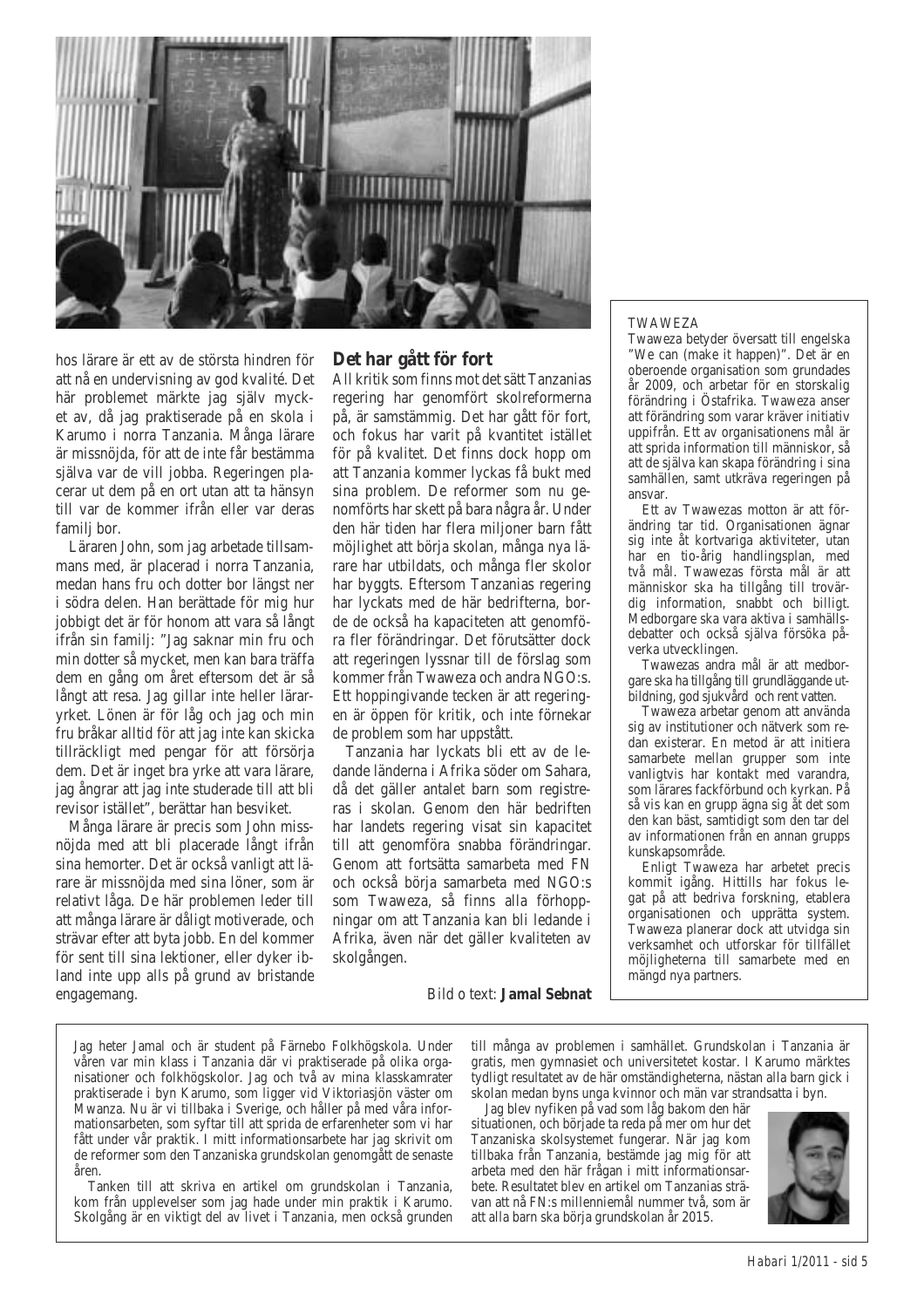hos lärare är ett av de största hindren för att nå en undervisning av god kvalité. Det här problemet märkte jag själv mycket av, då jag praktiserade på en skola i Karumo i norra Tanzania. Många lärare är missnöjda, för att de inte får bestämma själva var de vill jobba. Regeringen placerar ut dem på en ort utan att ta hänsyn till var de kommer ifrån eller var deras familj bor.

Läraren John, som jag arbetade tillsammans med, är placerad i norra Tanzania, medan hans fru och dotter bor längst ner i södra delen. Han berättade för mig hur jobbigt det är för honom att vara så långt ifrån sin familj: "Jag saknar min fru och min dotter så mycket, men kan bara träffa dem en gång om året eftersom det är så långt att resa. Jag gillar inte heller läraryrket. Lönen är för låg och jag och min fru bråkar alltid för att jag inte kan skicka tillräckligt med pengar för att försörja dem. Det är inget bra yrke att vara lärare, jag ångrar att jag inte studerade till att bli revisor istället", berättar han besviket.

Många lärare är precis som John missnöjda med att bli placerade långt ifrån sina hemorter. Det är också vanligt att lärare är missnöjda med sina löner, som är relativt låga. De här problemen leder till att många lärare är dåligt motiverade, och strävar efter att byta jobb. En del kommer för sent till sina lektioner, eller dyker ibland inte upp alls på grund av bristande engagemang.

## Det har gått för fort

All kritik som finns mot det sätt Tanzanias regering har genomfört skolreformerna på, är samstämmig. Det har gått för fort, och fokus har varit på kvantitet istället för på kvalitet. Det finns dock hopp om att Tanzania kommer lyckas få bukt med sina problem. De reformer som nu genomförts har skett på bara några år. Under den här tiden har flera miljoner barn fått möjlighet att börja skolan, många nya lärare har utbildats, och många fler skolor har byggts. Eftersom Tanzanias regering har lyckats med de här bedrifterna, borde de också ha kapaciteten att genomföra fler förändringar. Det förutsätter dock att regeringen lyssnar till de förslag som kommer från Twaweza och andra NGO:s. Ett hoppingivande tecken är att regeringen är öppen för kritik, och inte förnekar de problem som har uppstått.

Tanzania har lyckats bli ett av de ledande länderna i Afrika söder om Sahara, då det gäller antalet barn som registreras i skolan. Genom den här bedriften har landets regering visat sin kapacitet till att genomföra snabba förändringar. Genom att fortsätta samarbeta med FN och också börja samarbeta med NGO:s som Twaweza, så finns alla förhoppningar om att Tanzania kan bli ledande i Afrika, även när det gäller kvaliteten av skolgången.

Bild o text: **Jamal Sebnat**

### TWAWEZA

Twaweza betyder översatt till engelska "We can (make it happen)". Det är en oberoende organisation som grundades år 2009, och arbetar för en storskalig förändring i Östafrika. Twaweza anser att förändring som varar kräver initiativ uppifrån. Ett av organisationens mål är att sprida information till människor, så att de själva kan skapa förändring i sina samhällen, samt utkräva regeringen på ansvar.

Ett av Twawezas motton är att förändring tar tid. Organisationen ägnar sig inte åt kortvariga aktiviteter, utan har en tio-årig handlingsplan, med två mål. Twawezas första mål är att människor ska ha tillgång till trovärdig information, snabbt och billigt. Medborgare ska vara aktiva i samhällsdebatter och också själva försöka påverka utvecklingen.

Twawezas andra mål är att medborgare ska ha tillgång till grundläggande utbildning, god sjukvård och rent vatten.

Twaweza arbetar genom att använda sig av institutioner och nätverk som redan existerar. En metod är att initiera samarbete mellan grupper som inte vanligtvis har kontakt med varandra, som lärares fackförbund och kyrkan. På så vis kan en grupp ägna sig åt det som den kan bäst, samtidigt som den tar del av informationen från en annan grupps kunskapsområde.

Enligt Twaweza har arbetet precis kommit igång. Hittills har fokus legat på att bedriva forskning, etablera organisationen och upprätta system. Twaweza planerar dock att utvidga sin verksamhet och utforskar för tillfället möjligheterna till samarbete med en mängd nya partners.

---

Jag heter Jamal och är student på Färnebo Folkhögskola. Under våren var min klass i Tanzania där vi praktiserade på olika organisationer och folkhögskolor. Jag och två av mina klasskamrater praktiserade i byn Karumo, som ligger vid Viktoriasjön väster om Mwanza. Nu är vi tillbaka i Sverige, och håller på med våra informationsarbeten, som syftar till att sprida de erfarenheter som vi har fått under vår praktik. I mitt informationsarbete har jag skrivit om de reformer som den Tanzaniska grundskolan genomgått de senaste åren.

Tanken till att skriva en artikel om grundskolan i Tanzania, kom från upplevelser som jag hade under min praktik i Karumo. Skolgång är en viktigt del av livet i Tanzania, men också grunden till många av problemen i samhället. Grundskolan i Tanzania är gratis, men gymnasiet och universitetet kostar. I Karumo märktes tydligt resultatet av de här omständigheterna, nästan alla barn gick i skolan medan byns unga kvinnor och män var strandsatta i byn.

Jag blev nyfiken på vad som låg bakom den här situationen, och började ta reda på mer om hur det Tanzaniska skolsystemet fungerar. När jag kom tillbaka från Tanzania, bestämde jag mig för att arbeta med den här frågan i mitt informationsarbete. Resultatet blev en artikel om Tanzanias strävan att nå FN:s millenniemål nummer två, som är att alla barn ska börja grundskolan år 2015.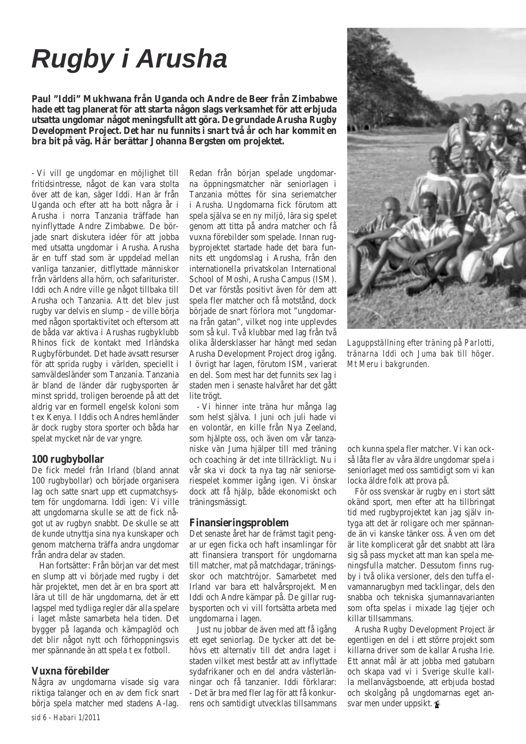# Rugby i Arusha

**Paul "Iddi" Mukhwana från Uganda och Andre de Beer från Zimbabwe hade ett tag planerat för att starta någon slags verksamhet för att erbjuda utsatta ungdomar något meningsfullt att göra. De grundade Arusha Rugby Development Project. Det har nu funnits i snart två år och har kommit en bra bit på väg. Här berättar Johanna Bergsten om projektet.**

- Vi vill ge ungdomar en möjlighet till fritidsintresse, något de kan vara stolta över att de kan, säger Iddi. Han är från Uganda och efter att ha bott några år i Arusha i norra Tanzania träffade han nyinflyttade Andre Zimbabwe. De började snart diskutera idéer för att jobba med utsatta ungdomar i Arusha. Arusha är en tuff stad som är uppdelad mellan vanliga tanzanier, ditflyttade människor från världens alla hörn, och safarituristet. Iddi och Andre ville ge något tillbaka till Arusha och Tanzania. Att det blev just rugby var delvis en slump – de ville börja med någon sportaktivitet och eftersom att de båda var aktiva i Arushas rugbyklubb Rhinos fick de kontakt med Irländska Rugbyförbundet. Det hade avsatt resurser för att sprida rugby i världen, speciellt i samväldesländer som Tanzania. Tanzania är bland de länder där rugbysporten är minst spridd, troligen beroende på att det aldrig var en formell engelsk koloni som t ex Kenya. I Iddis och Andres hemländer är dock rugby stora sporter och båda har spelat mycket när de var yngre.

## 100 rugbybollar

De fick medel från Irland (bland annat 100 rugbybollar) och började organisera lag och satte snart upp ett cupmatchsystem för ungdomarna. Iddi igen: Vi ville att ungdomarna skulle se att de fick något ut av rugbyn snabbt. De skulle se att de kunde utnyttja sina nya kunskaper och genom matcherna träffa andra ungdomar från andra delar av staden.

Han fortsätter: Från början var det mest en slump att vi började med rugby i det här projektet, men det är en bra sport att lära ut till de här ungdomarna, det är ett lagspel med tydliga regler där alla spelare i laget måste samarbeta hela tiden. Det bygger på laganda och kämpaglöd och det blir något nytt och förhoppningsvis mer spännande än att spela t ex fotboll.

## Vuxna förebilder

Några av ungdomarna visade sig vara riktiga talanger och en av dem fick snart börja spela matcher med stadens A-lag. Redan från början spelade ungdomarna öppningsmatcher när seniorlagen i Tanzania möttes för sina seriematcher i Arusha. Ungdomarna fick förutom att spela själva se en ny miljö, lära sig spelet genom att titta på andra matcher och få vuxna förebilder som spelade. Innan rugbyprojektet startade hade det bara funnits ett ungdomslag i Arusha, från den internationella privatskolan International School of Moshi, Arusha Campus (ISM). Det var förstås positivt även för dem att spela fler matcher och få motstånd, dock började de snart förlora mot "ungdomarna från gatan", vilket nog inte upplevdes som så kul. Två klubbar med lag från två olika åldersklasser har hängt med sedan Arusha Development Project drog igång. I övrigt har lagen, förutom ISM, varierat en del. Som mest har det funnits sex lag i staden men i senaste halvåret har det gått lite trögt.

- Vi hinner inte träna hur många lag som helst själva. I juni och juli hade vi en volontär, en kille från Nya Zeeland, som hjälpte oss, och även om vår tanzaniske vän Juma hjälper till med träning och coaching är det inte tillräckligt. Nu i vår ska vi dock ta nya tag när seniorseriespelet kommer igång igen. Vi önskar dock att få hjälp, både ekonomiskt och träningsmässigt.

## Finansieringsproblem

Det senaste året har de främst tagit pengar ur egen ficka och haft insamlingar för att finansiera transport för ungdomarna till matcher, mat på matchdagar, träningsskor och matchtröjor. Samarbetet med Irland var bara ett halvårsprojekt. Men Iddi och Andre kämpar på. De gillar rugbysporten och vi vill fortsätta arbeta med ungdomarna i lagen.

Just nu jobbar de även med att få igång ett eget seniorlag. De tycker att det behövs ett alternativ till det andra laget i staden vilket mest består att av inflyttade sydafrikaner och en del andra västerlänningar och få tanzanier. Iddi förklarar: - Det är bra med fler lag för att få konkurrens och samtidigt utvecklas tillsammans och kunna spela fler matcher. Vi kan också låta fler av våra äldre ungdomar spela i seniorlaget med oss samtidigt som vi kan locka äldre folk att prova på.

*Laguppställning efter träning på Parlotti, tränarna Iddi och Juma bak till höger. Mt Meru i bakgrunden.*

För oss svenskar är rugby en i stort sätt okänd sport, men efter att ha tillbringat tid med rugbyprojektet kan jag själv intyga att det är roligare och mer spännande än vi kanske tänker oss. Även om det är lite komplicerat går det snabbt att lära sig så pass mycket att man kan spela meningsfulla matcher. Dessutom finns rugby i två olika versioner, dels den tuffa elvamannarugbyn med tacklingar, dels den snabba och tekniska sjumannavarianten som ofta spelas i mixade lag tjejer och killar tillsammans.

Arusha Rugby Development Project är egentligen en del i ett större projekt som killarna driver som de kallar Arusha Irie. Ett annat mål är att jobba med gatubarn och skapa vad vi i Sverige skulle kalla mellanvägsboende, att erbjuda bostad och skolgång på ungdomarnas eget ansvar men under uppsikt.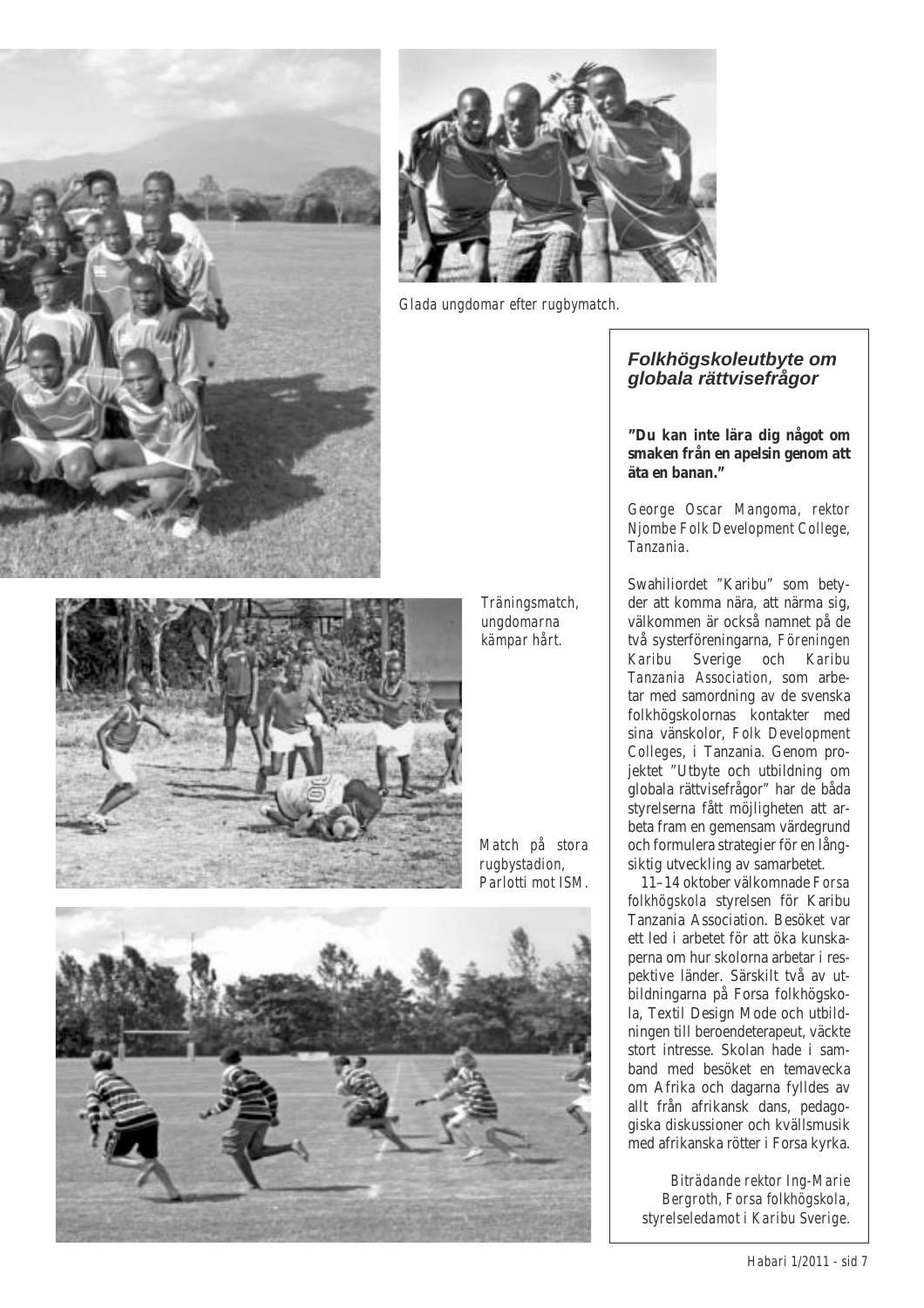Glada ungdomar efter rugbymatch.

Träningsmatch, ungdomarna kämpar hårt.

Match på stora rugbystadion, Parlotti mot ISM.

## *Folkhögskoleutbyte om globala rättvisefrågor*

**"Du kan inte lära dig något om smaken från en apelsin genom att äta en banan."**

*George Oscar Mangoma, rektor Njombe Folk Development College, Tanzania.*

Swahiliordet "Karibu" som betyder att komma nära, att närma sig, välkommen är också namnet på de två systerföreningarna, Föreningen Karibu Sverige och Karibu Tanzania Association, som arbetar med samordning av de svenska folkhögskolornas kontakter med sina vänskolor, Folk Development Colleges, i Tanzania. Genom projektet "Utbyte och utbildning om globala rättvisefrågor" har de båda styrelserna fått möjligheten att arbeta fram en gemensam värdegrund och formulera strategier för en långsiktig utveckling av samarbetet.

11–14 oktober välkomnade Forsa folkhögskola styrelsen för Karibu Tanzania Association. Besöket var ett led i arbetet för att öka kunskaperna om hur skolorna arbetar i respektive länder. Särskilt två av utbildningarna på Forsa folkhögskola, Textil Design Mode och utbildningen till beroendeterapeut, väckte stort intresse. Skolan hade i samband med besöket en temavecka om Afrika och dagarna fylldes av allt från afrikansk dans, pedagogiska diskussioner och kvällsmusik med afrikanska rötter i Forsa kyrka.

*Biträdande rektor Ing-Marie Bergroth, Forsa folkhögskola, styrelseledamot i Karibu Sverige.*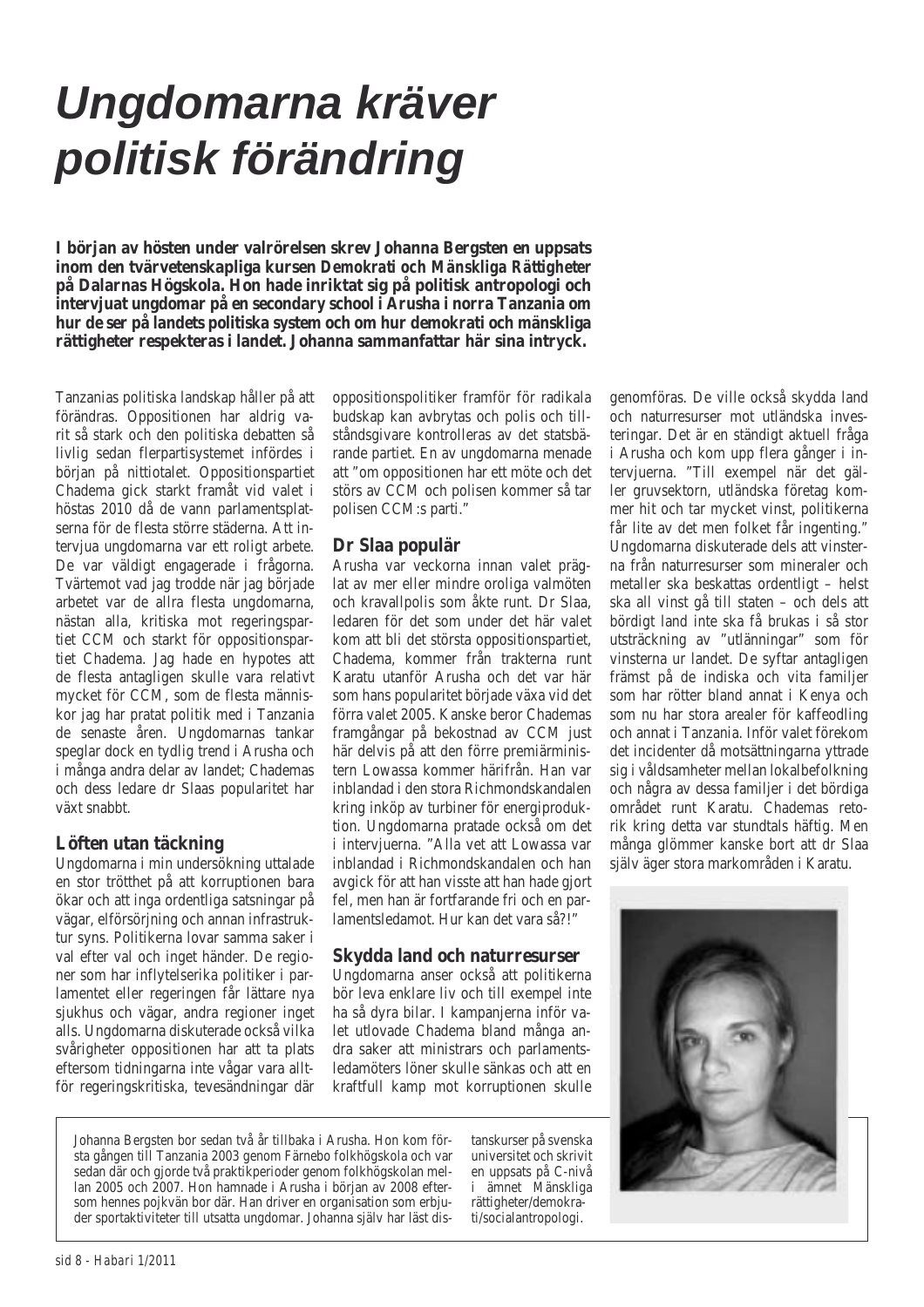# Ungdomarna kräver politisk förändring

**I början av hösten under valrörelsen skrev Johanna Bergsten en uppsats inom den tvärvetenskapliga kursen *Demokrati och Mänskliga Rättigheter* på Dalarnas Högskola. Hon hade inriktat sig på politisk antropologi och intervjuat ungdomar på en secondary school i Arusha i norra Tanzania om hur de ser på landets politiska system och om hur demokrati och mänskliga rättigheter respekteras i landet. Johanna sammanfattar här sina intryck.**

Tanzanias politiska landskap håller på att förändras. Oppositionen har aldrig varit så stark och den politiska debatten så livlig sedan flerpartisystemet infördes i början på nittiotalet. Oppositionspartiet Chadema gick starkt framåt vid valet i höstas 2010 då de vann parlamentsplatserna för de flesta större städerna. Att intervjua ungdomarna var ett roligt arbete. De var väldigt engagerade i frågorna. Tvärtemot vad jag trodde när jag började arbetet var de allra flesta ungdomarna, nästan alla, kritiska mot regeringspartiet CCM och starkt för oppositionspartiet Chadema. Jag hade en hypotes att de flesta antagligen skulle vara relativt mycket för CCM, som de flesta människor jag har pratat politik med i Tanzania de senaste åren. Ungdomarnas tankar speglar dock en tydlig trend i Arusha och i många andra delar av landet; Chademas och dess ledare dr Slaas popularitet har växt snabbt.

## Löften utan täckning

Ungdomarna i min undersökning uttalade en stor trötthet på att korruptionen bara ökar och att inga ordentliga satsningar på vägar, elförsörjning och annan infrastruktur syns. Politikerna lovar samma saker i val efter val och inget händer. De regioner som har inflytelserika politiker i parlamentet eller regeringen får lättare nya sjukhus och vägar, andra regioner inget alls. Ungdomarna diskuterade också vilka svårigheter oppositionen har att ta plats eftersom tidningarna inte vågar vara alltför regeringskritiska, tevesändningar där oppositionspolitiker framför för radikala budskap kan avbrytas och polis och tillståndsgivare kontrolleras av det statsbärande partiet. En av ungdomarna menade att "om oppositionen har ett möte och det störs av CCM och polisen kommer så tar polisen CCM:s parti."

## Dr Slaa populär

Arusha var veckorna innan valet präglat av mer eller mindre oroliga valmöten och kravallpolis som åkte runt. Dr Slaa, ledaren för det som under det här valet kom att bli det största oppositionspartiet, Chadema, kommer från trakterna runt Karatu utanför Arusha och det var här som hans popularitet började växa vid det förra valet 2005. Kanske beror Chademas framgångar på bekostnad av CCM just här delvis på att den förre premiärministern Lowassa kommer härifrån. Han var inblandad i den stora Richmondskandalen kring inköp av turbiner för energiproduktion. Ungdomarna pratade också om det i intervjuerna. "Alla vet att Lowassa var inblandad i Richmondskandalen och han avgick för att han visste att han hade gjort fel, men han är fortfarande fri och en parlamentsledamot. Hur kan det vara så?!"

## Skydda land och naturresurser

Ungdomarna anser också att politikerna bör leva enklare liv och till exempel inte ha så dyra bilar. I kampanjerna inför valet utlovade Chadema bland många andra saker att ministrars och parlamentsledamöters löner skulle sänkas och att en kraftfull kamp mot korruptionen skulle genomföras. De ville också skydda land och naturresurser mot utländska investeringar. Det är en ständigt aktuell fråga i Arusha och kom upp flera gånger i intervjuerna. "Till exempel när det gäller gruvsektorn, utländska företag kommer hit och tar mycket vinst, politikerna får lite av det men folket får ingenting." Ungdomarna diskuterade dels att vinsterna från naturresurser som mineraler och metaller ska beskattas ordentligt – helst ska all vinst gå till staten – och dels att bördigt land inte ska få brukas i så stor utsträckning av "utlänningar" som för vinsterna ur landet. De syftar antagligen främst på de indiska och vita familjer som har rötter bland annat i Kenya och som nu har stora arealer för kaffeodling och annat i Tanzania. Inför valet förekom det incidenter då motsättningarna yttrade sig i våldsamheter mellan lokalbefolkning och några av dessa familjer i det bördiga området runt Karatu. Chademas retorik kring detta var stundtals häftig. Men många glömmer kanske bort att dr Slaa själv äger stora markområden i Karatu.

Johanna Bergsten bor sedan två år tillbaka i Arusha. Hon kom första gången till Tanzania 2003 genom Färnebo folkhögskola och var sedan där och gjorde två praktikperioder genom folkhögskolan mellan 2005 och 2007. Hon hamnade i Arusha i början av 2008 eftersom hennes pojkvän bor där. Han driver en organisation som erbjuder sportaktiviteter till utsatta ungdomar. Johanna själv har läst distanskurser på svenska universitet och skrivit en uppsats på C-nivå i ämnet Mänskliga rättigheter/demokrati/socialantropologi.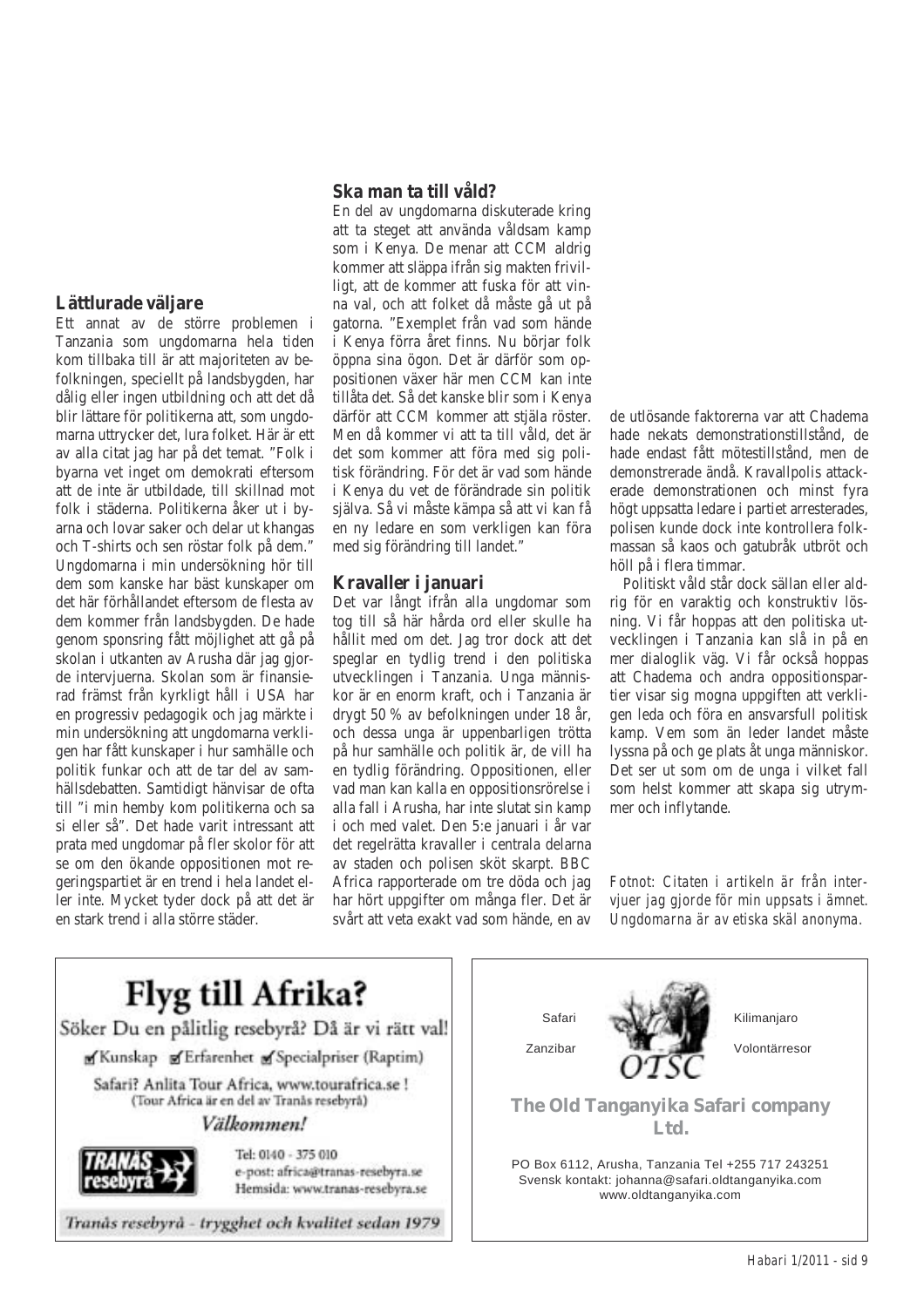## Lättlurade väljare

Ett annat av de större problemen i Tanzania som ungdomarna hela tiden kom tillbaka till är att majoriteten av befolkningen, speciellt på landsbygden, har dålig eller ingen utbildning och att det då blir lättare för politikerna att, som ungdomarna uttrycker det, lura folket. Här är ett av alla citat jag har på det temat. "Folk i byarna vet inget om demokrati eftersom att de inte är utbildade, till skillnad mot folk i städerna. Politikerna åker ut i byarna och lovar saker och delar ut khangas och T-shirts och sen röstar folk på dem." Ungdomarna i min undersökning hör till dem som kanske har bäst kunskaper om det här förhållandet eftersom de flesta av dem kommer från landsbygden. De hade genom sponsring fått möjlighet att gå på skolan i utkanten av Arusha där jag gjorde intervjuerna. Skolan som är finansierad främst från kyrkligt håll i USA har en progressiv pedagogik och jag märkte i min undersökning att ungdomarna verkligen har fått kunskaper i hur samhälle och politik funkar och att de tar del av samhällsdebatten. Samtidigt hänvisar de ofta till "i min hemby kom politikerna och sa si eller så". Det hade varit intressant att prata med ungdomar på fler skolor för att se om den ökande oppositionen mot regeringspartiet är en trend i hela landet eller inte. Mycket tyder dock på att det är en stark trend i alla större städer.

## Ska man ta till våld?

En del av ungdomarna diskuterade kring att ta steget att använda våldsam kamp som i Kenya. De menar att CCM aldrig kommer att släppa ifrån sig makten frivilligt, att de kommer att fuska för att vinna val, och att folket då måste gå ut på gatorna. "Exemplet från vad som hände i Kenya förra året finns. Nu börjar folk öppna sina ögon. Det är därför som oppositionen växer här men CCM kan inte tillåta det. Så det kanske blir som i Kenya därför att CCM kommer att stjäla röster. Men då kommer vi att ta till våld, det är det som kommer att föra med sig politisk förändring. För det är vad som hände i Kenya du vet de förändrade sin politik själva. Så vi måste kämpa så att vi kan få en ny ledare en som verkligen kan föra med sig förändring till landet."

## Kravaller i januari

Det var långt ifrån alla ungdomar som tog till så här hårda ord eller skulle ha hållit med om det. Jag tror dock att det speglar en tydlig trend i den politiska utvecklingen i Tanzania. Unga människor är en enorm kraft, och i Tanzania är drygt 50 % av befolkningen under 18 år, och dessa unga är uppenbarligen trötta på hur samhälle och politik är, de vill ha en tydlig förändring. Oppositionen, eller vad man kan kalla en oppositionsrörelse i alla fall i Arusha, har inte slutat sin kamp i och med valet. Den 5:e januari i år var det regelrätta kravaller i centrala delarna av staden och polisen sköt skarpt. BBC Africa rapporterade om tre döda och jag har hört uppgifter om många fler. Det är svårt att veta exakt vad som hände, en av de utlösande faktorerna var att Chadema hade nekats demonstrationstillstånd, de hade endast fått mötestillstånd, men de demonstrerade ändå. Kravallpolis attackerade demonstrationen och minst fyra högt uppsatta ledare i partiet arresterades, polisen kunde dock inte kontrollera folkmassan så kaos och gatubråk utbröt och höll på i flera timmar.

Politiskt våld står dock sällan eller aldrig för en varaktig och konstruktiv lösning. Vi får hoppas att den politiska utvecklingen i Tanzania kan slå in på en mer dialoglik väg. Vi får också hoppas att Chadema och andra oppositionspartier visar sig mogna uppgiften att verkligen leda och föra en ansvarsfull politisk kamp. Vem som än leder landet måste lyssna på och ge plats åt unga människor. Det ser ut som om de unga i vilket fall som helst kommer att skapa sig utrymmer och inflytande.

*Fotnot: Citaten i artikeln är från intervjuer jag gjorde för min uppsats i ämnet. Ungdomarna är av etiska skäl anonyma.*

---

# Flyg till Afrika?

Söker Du en pålitlig resebyrå? Då är vi rätt val!

☑ Kunskap ☑ Erfarenhet ☑ Specialpriser (Raptim)

Safari? Anlita Tour Africa, www.tourafrica.se !
(Tour Africa är en del av Tranås resebyrå)

*Välkommen!*

TRANÅS resebyrå

Tel: 0140 - 375 010
e-post: africa@tranas-resebyra.se
Hemsida: www.tranas-resebyra.se

*Tranås resebyrå - trygghet och kvalitet sedan 1979*

---

Safari | Kilimanjaro | Zanzibar | Volontärresor

OTSC

**The Old Tanganyika Safari company Ltd.**

PO Box 6112, Arusha, Tanzania Tel +255 717 243251
Svensk kontakt: johanna@safari.oldtanganyika.com
www.oldtanganyika.com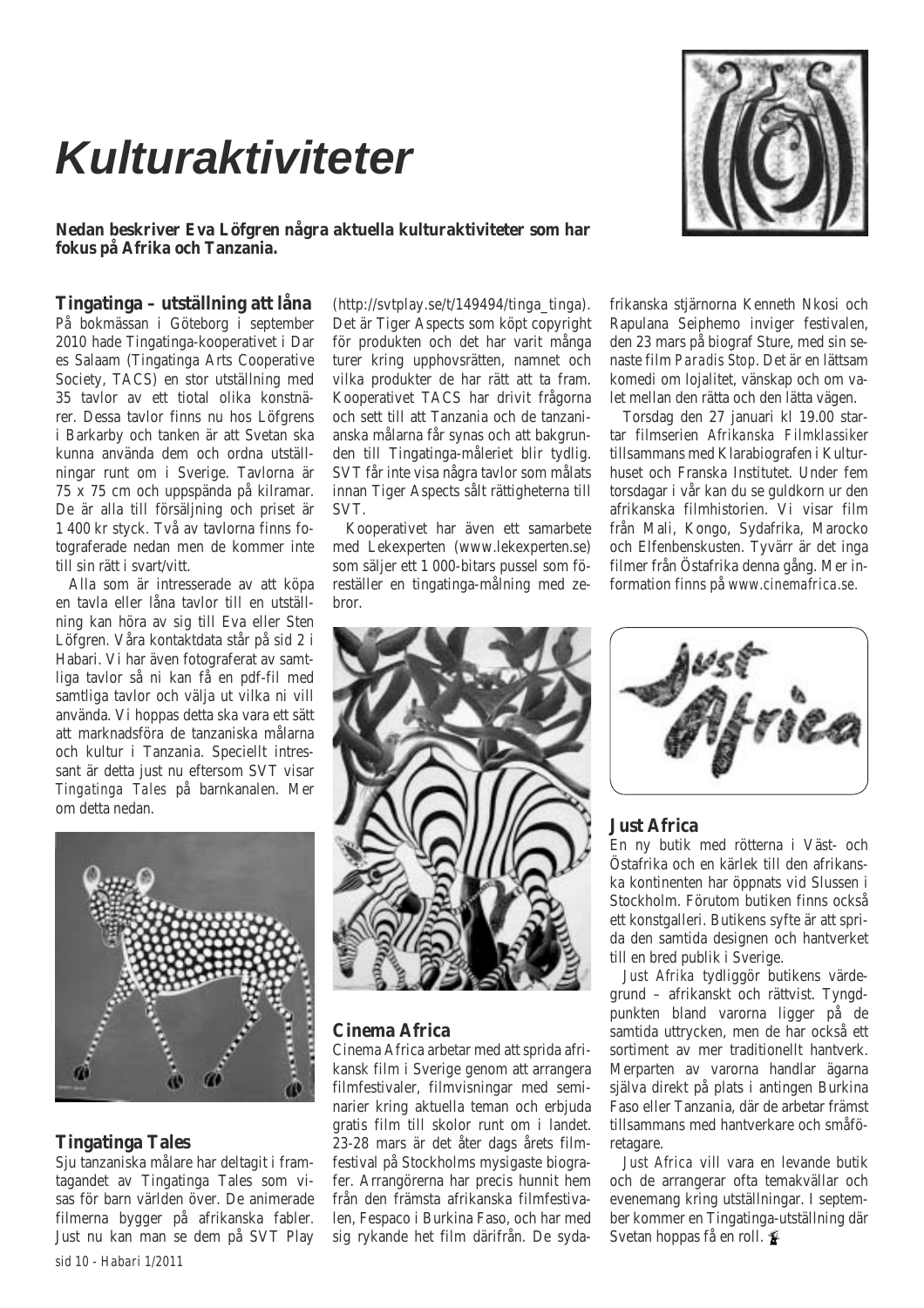# Kulturaktiviteter

**Nedan beskriver Eva Löfgren några aktuella kulturaktiviteter som har fokus på Afrika och Tanzania.**

## Tingatinga – utställning att låna

På bokmässan i Göteborg i september 2010 hade Tingatinga-kooperativet i Dar es Salaam (Tingatinga Arts Cooperative Society, TACS) en stor utställning med 35 tavlor av ett tiotal olika konstnärer. Dessa tavlor finns nu hos Löfgrens i Barkarby och tanken är att Svetan ska kunna använda dem och ordna utställningar runt om i Sverige. Tavlorna är 75 x 75 cm och uppspända på kilramar. De är alla till försäljning och priset är 1 400 kr styck. Två av tavlorna finns fotograferade nedan men de kommer inte till sin rätt i svart/vitt.

Alla som är intresserade av att köpa en tavla eller låna tavlor till en utställning kan höra av sig till Eva eller Sten Löfgren. Våra kontaktdata står på sid 2 i Habari. Vi har även fotograferat av samtliga tavlor så ni kan få en pdf-fil med samtliga tavlor och välja ut vilka ni vill använda. Vi hoppas detta ska vara ett sätt att marknadsföra de tanzaniska målarna och kultur i Tanzania. Speciellt intressant är detta just nu eftersom SVT visar *Tingatinga Tales* på barnkanalen. Mer om detta nedan.

## Tingatinga Tales

Sju tanzaniska målare har deltagit i framtagandet av Tingatinga Tales som visas för barn världen över. De animerade filmerna bygger på afrikanska fabler. Just nu kan man se dem på SVT Play (http://svtplay.se/t/149494/tinga_tinga). Det är Tiger Aspects som köpt copyright för produkten och det har varit många turer kring upphovsrätten, namnet och vilka produkter de har rätt att ta fram. Kooperativet TACS har drivit frågorna och sett till att Tanzania och de tanzanianska målarna får synas och att bakgrunden till Tingatinga-måleriet blir tydlig. SVT får inte visa några tavlor som målats innan Tiger Aspects sålt rättigheterna till SVT.

Kooperativet har även ett samarbete med Lekexperten (www.lekexperten.se) som säljer ett 1 000-bitars pussel som föreställer en tingatinga-målning med zebror.

## Cinema Africa

Cinema Africa arbetar med att sprida afrikansk film i Sverige genom att arrangera filmfestivaler, filmvisningar med seminarier kring aktuella teman och erbjuda gratis film till skolor runt om i landet. 23-28 mars är det åter dags årets filmfestival på Stockholms mysigaste biografer. Arrangörerna har precis hunnit hem från den främsta afrikanska filmfestivalen, Fespaco i Burkina Faso, och har med sig rykande het film därifrån. De sydafrikanska stjärnorna Kenneth Nkosi och Rapulana Seiphemo inviger festivalen, den 23 mars på biograf Sture, med sin senaste film *Paradis Stop*. Det är en lättsam komedi om lojalitet, vänskap och om valet mellan den rätta och den lätta vägen.

Torsdag den 27 januari kl 19.00 startar filmserien *Afrikanska Filmklassiker* tillsammans med Klarabiografen i Kulturhuset och Franska Institutet. Under fem torsdagar i vår kan du se guldkorn ur den afrikanska filmhistorien. Vi visar film från Mali, Kongo, Sydafrika, Marocko och Elfenbenskusten. Tyvärr är det inga filmer från Östafrika denna gång. Mer information finns på *www.cinemafrica.se*.

## Just Africa

En ny butik med rötterna i Väst- och Östafrika och en kärlek till den afrikanska kontinenten har öppnats vid Slussen i Stockholm. Förutom butiken finns också ett konstgalleri. Butikens syfte är att sprida den samtida designen och hantverket till en bred publik i Sverige.

*Just Afrika* tydliggör butikens värdegrund – afrikanskt och rättvist. Tyngdpunkten bland varorna ligger på de samtida uttrycken, men de har också ett sortiment av mer traditionellt hantverk. Merparten av varorna handlar ägarna själva direkt på plats i antingen Burkina Faso eller Tanzania, där de arbetar främst tillsammans med hantverkare och småföretagare.

*Just Africa* vill vara en levande butik och de arrangerar ofta temakvällar och evenemang kring utställningar. I september kommer en Tingatinga-utställning där Svetan hoppas få en roll.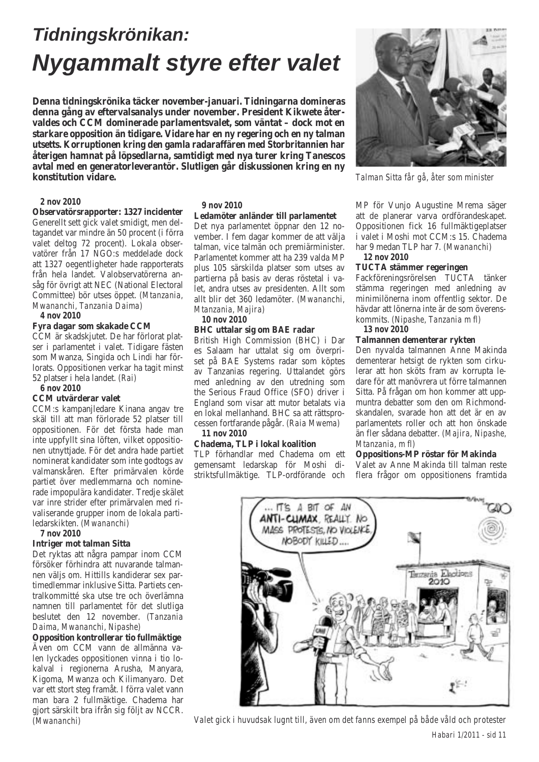# *Tidningskrönikan:*
# *Nygammalt styre efter valet*

**Denna tidningskrönika täcker november-januari. Tidningarna domineras denna gång av eftervalsanalys under november. President Kikwete återvaldes och CCM dominerade parlamentsvalet, som väntat – dock mot en starkare opposition än tidigare. Vidare har en ny regering och en ny talman utsetts. Korruptionen kring den gamla radaraffären med Storbritannien har återigen hamnat på löpsedlarna, samtidigt med nya turer kring Tanescos avtal med en generatorleverantör. Slutligen går diskussionen kring en ny konstitution vidare.**

*Talman Sitta får gå, åter som minister*

**2 nov 2010**

**Observatörsrapporter: 1327 incidenter**

Generellt sett gick valet smidigt, men deltagandet var mindre än 50 procent (i förra valet deltog 72 procent). Lokala observatörer från 17 NGO:s meddelade dock att 1327 oegentligheter hade rapporterats från hela landet. Valobservatörerna ansåg för övrigt att NEC (National Electoral Committee) bör utses öppet. *(Mtanzania, Mwananchi, Tanzania Daima)*

**4 nov 2010**

**Fyra dagar som skakade CCM**

CCM är skadskjutet. De har förlorat platser i parlamentet i valet. Tidigare fästen som Mwanza, Singida och Lindi har förlorats. Oppositionen verkar ha tagit minst 52 platser i hela landet. *(Rai)*

**6 nov 2010**

**CCM utvärderar valet**

CCM:s kampanjledare Kinana angav tre skäl till att man förlorade 52 platser till oppositionen. För det första hade man inte uppfyllt sina löften, vilket oppositionen utnyttjade. För det andra hade partiet nominerat kandidater som inte godtogs av valmanskåren. Efter primärvalen körde partiet över medlemmarna och nominerade impopulära kandidater. Tredje skälet var inre strider efter primärvalen med rivaliserande grupper inom de lokala partiledarskikten. *(Mwananchi)*

**7 nov 2010**

**Intriger mot talman Sitta**

Det ryktas att några pampar inom CCM försöker förhindra att nuvarande talmannen väljs om. Hittills kandiderar sex partimedlemmar inklusive Sitta. Partiets centralkommitté ska utse tre och överlämna namnen till parlamentet för det slutliga beslutet den 12 november. *(Tanzania Daima, Mwananchi, Nipashe)*

**Opposition kontrollerar tio fullmäktige**

Även om CCM vann de allmänna valen lyckades oppositionen vinna i tio lokalval i regionerna Arusha, Manyara, Kigoma, Mwanza och Kilimanyaro. Det var ett stort steg framåt. I förra valet vann man bara 2 fullmäktige. Chadema har gjort särskilt bra ifrån sig följt av NCCR. *(Mwananchi)*

**9 nov 2010**

**Ledamöter anländer till parlamentet**

Det nya parlamentet öppnar den 12 november. I fem dagar kommer de att välja talman, vice talmän och premiärminister. Parlamentet kommer att ha 239 valda MP plus 105 särskilda platser som utses av partierna på basis av deras röstetal i valet, andra utses av presidenten. Allt som allt blir det 360 ledamöter. *(Mwananchi, Mtanzania, Majira)*

**10 nov 2010**

**BHC uttalar sig om BAE radar**

British High Commission (BHC) i Dar es Salaam har uttalat sig om överpriset på BAE Systems radar som köptes av Tanzanias regering. Uttalandet görs med anledning av den utredning som the Serious Fraud Office (SFO) driver i England som visar att mutor betalats via en lokal mellanhand. BHC sa att rättsprocessen fortfarande pågår. *(Raia Mwema)*

**11 nov 2010**

**Chadema, TLP i lokal koalition**

TLP förhandlar med Chadema om ett gemensamt ledarskap för Moshi distriktsfullmäktige. TLP-ordförande och MP för Vunjo Augustine Mrema säger att de planerar varva ordförandeskapet. Oppositionen fick 16 fullmäktigeplatser i valet i Moshi mot CCM:s 15. Chadema har 9 medan TLP har 7. *(Mwananchi)*

**12 nov 2010**

**TUCTA stämmer regeringen**

Fackföreningsrörelsen TUCTA tänker stämma regeringen med anledning av minimilönerna inom offentlig sektor. De hävdar att lönerna inte är de som överenskommits. *(Nipashe, Tanzania m fl)*

**13 nov 2010**

**Talmannen dementerar rykten**

Den nyvalda talmannen Anne Makinda dementerar hetsigt de rykten som cirkulerar att hon sköts fram av korrupta ledare för att manövrera ut förre talmannen Sitta. På frågan om hon kommer att uppmuntra debatter som den om Richmondskandalen, svarade hon att det är en av parlamentets roller och att hon önskade än fler sådana debatter. *(Majira, Nipashe, Mtanzania, m fl)*

**Oppositions-MP röstar för Makinda**

Valet av Anne Makinda till talman reste flera frågor om oppositionens framtida

*Valet gick i huvudsak lugnt till, även om det fanns exempel på både våld och protester*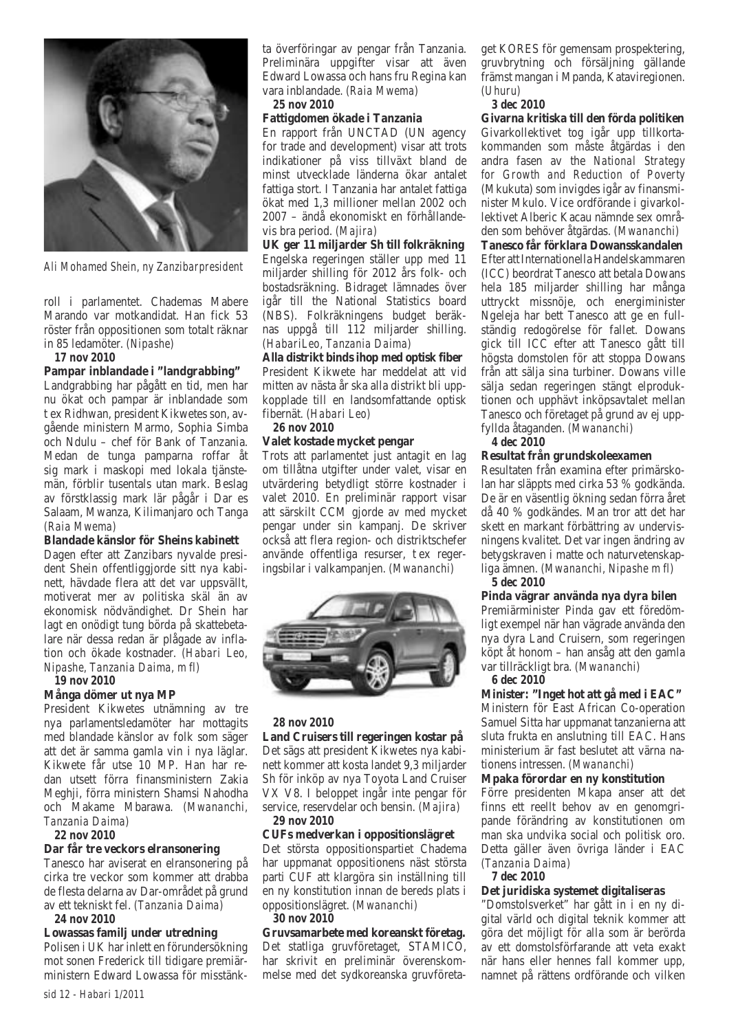*Ali Mohamed Shein, ny Zanzibarpresident*

roll i parlamentet. Chademas Mabere Marando var motkandidat. Han fick 53 röster från oppositionen som totalt räknar in 85 ledamöter. *(Nipashe)*

**17 nov 2010**

**Pampar inblandade i "landgrabbing"**

Landgrabbing har pågått en tid, men har nu ökat och pampar är inblandade som t ex Ridhwan, president Kikwetes son, avgående ministern Marmo, Sophia Simba och Ndulu – chef för Bank of Tanzania. Medan de tunga pamparna roffar åt sig mark i maskopi med lokala tjänstemän, förblir tusentals utan mark. Beslag av förstklassig mark lär pågår i Dar es Salaam, Mwanza, Kilimanjaro och Tanga *(Raia Mwema)*

**Blandade känslor för Sheins kabinett**

Dagen efter att Zanzibars nyvalde president Shein offentliggjorde sitt nya kabinett, hävdade flera att det var uppsvällt, motiverat mer av politiska skäl än av ekonomisk nödvändighet. Dr Shein har lagt en onödigt tung börda på skattebetalare när dessa redan är plågade av inflation och ökade kostnader. *(Habari Leo, Nipashe, Tanzania Daima, m fl)*

**19 nov 2010**

**Många dömer ut nya MP**

President Kikwetes utnämning av tre nya parlamentsledamöter har mottagits med blandade känslor av folk som säger att det är samma gamla vin i nya läglar. Kikwete får utse 10 MP. Han har redan utsett förra finansministern Zakia Meghji, förra ministern Shamsi Nahodha och Makame Mbarawa. *(Mwananchi, Tanzania Daima)*

**22 nov 2010**

**Dar får tre veckors elransonering**

Tanesco har aviserat en elransonering på cirka tre veckor som kommer att drabba de flesta delarna av Dar-området på grund av ett tekniskt fel. *(Tanzania Daima)*

**24 nov 2010**

**Lowassas familj under utredning**

Polisen i UK har inlett en förundersökning mot sonen Frederick till tidigare premiärministern Edward Lowassa för misstänkta överföringar av pengar från Tanzania. Preliminära uppgifter visar att även Edward Lowassa och hans fru Regina kan vara inblandade. *(Raia Mwema)*

**25 nov 2010**

**Fattigdomen ökade i Tanzania**

En rapport från UNCTAD (UN agency for trade and development) visar att trots indikationer på viss tillväxt bland de minst utvecklade länderna ökar antalet fattiga stort. I Tanzania har antalet fattiga ökat med 1,3 millioner mellan 2002 och 2007 – ändå ekonomiskt en förhållandevis bra period. *(Majira)*

**UK ger 11 miljarder Sh till folkräkning**

Engelska regeringen ställer upp med 11 miljarder shilling för 2012 års folk- och bostadsräkning. Bidraget lämnades över igår till the National Statistics board (NBS). Folkräkningens budget beräknas uppgå till 112 miljarder shilling. *(HabariLeo, Tanzania Daima)*

**Alla distrikt binds ihop med optisk fiber**

President Kikwete har meddelat att vid mitten av nästa år ska alla distrikt bli uppkopplade till en landsomfattande optisk fibernät. *(Habari Leo)*

**26 nov 2010**

**Valet kostade mycket pengar**

Trots att parlamentet just antagit en lag om tillåtna utgifter under valet, visar en utvärdering betydligt större kostnader i valet 2010. En preliminär rapport visar att särskilt CCM gjorde av med mycket pengar under sin kampanj. De skriver också att flera region- och distriktschefer använde offentliga resurser, t ex regeringsbilar i valkampanjen. *(Mwananchi)*

**28 nov 2010**

**Land Cruisers till regeringen kostar på**

Det sägs att president Kikwetes nya kabinett kommer att kosta landet 9,3 miljarder Sh för inköp av nya Toyota Land Cruiser VX V8. I beloppet ingår inte pengar för service, reservdelar och bensin. *(Majira)*

**29 nov 2010**

**CUFs medverkan i oppositionslägret**

Det största oppositionspartiet Chadema har uppmanat oppositionens näst största parti CUF att klargöra sin inställning till en ny konstitution innan de bereds plats i oppositionslägret. *(Mwananchi)*

**30 nov 2010**

**Gruvsamarbete med koreanskt företag.**

Det statliga gruvföretaget, STAMICO, har skrivit en preliminär överenskommelse med det sydkoreanska gruvföretaget KORES för gemensam prospektering, gruvbrytning och försäljning gällande främst mangan i Mpanda, Kataviregionen. *(Uhuru)*

**3 dec 2010**

**Givarna kritiska till den förda politiken**

Givarkollektivet tog igår upp tillkortakommanden som måste åtgärdas i den andra fasen av the *National Strategy for Growth and Reduction of Poverty* (Mkukuta) som invigdes igår av finansminister Mkulo. Vice ordförande i givarkollektivet Alberic Kacau nämnde sex områden som behöver åtgärdas. *(Mwananchi)*

**Tanesco får förklara Dowansskandalen**

Efter att Internationella Handelskammaren (ICC) beordrat Tanesco att betala Dowans hela 185 miljarder shilling har många uttryckt missnöje, och energiminister Ngeleja har bett Tanesco att ge en fullständig redogörelse för fallet. Dowans gick till ICC efter att Tanesco gått till högsta domstolen för att stoppa Dowans från att sälja sina turbiner. Dowans ville sälja sedan regeringen stängt elproduktionen och upphävt inköpsavtalet mellan Tanesco och företaget på grund av ej uppfyllda åtaganden. *(Mwananchi)*

**4 dec 2010**

**Resultat från grundskoleexamen**

Resultaten från examina efter primärskolan har släppts med cirka 53 % godkända. De är en väsentlig ökning sedan förra året då 40 % godkändes. Man tror att det har skett en markant förbättring av undervisningens kvalitet. Det var ingen ändring av betygskraven i matte och naturvetenskapliga ämnen. *(Mwananchi, Nipashe m fl)*

**5 dec 2010**

**Pinda vägrar använda nya dyra bilen**

Premiärminister Pinda gav ett föredömligt exempel när han vägrade använda den nya dyra Land Cruisern, som regeringen köpt åt honom – han ansåg att den gamla var tillräckligt bra. *(Mwananchi)*

**6 dec 2010**

**Minister: "Inget hot att gå med i EAC"**

Ministern för East African Co-operation Samuel Sitta har uppmanat tanzanierna att sluta frukta en anslutning till EAC. Hans ministerium är fast beslutet att värna nationens intressen. *(Mwananchi)*

**Mpaka förordar en ny konstitution**

Förre presidenten Mkapa anser att det finns ett reellt behov av en genomgripande förändring av konstitutionen om man ska undvika social och politisk oro. Detta gäller även övriga länder i EAC *(Tanzania Daima)*

**7 dec 2010**

**Det juridiska systemet digitaliseras**

"Domstolsverket" har gått in i en ny digital värld och digital teknik kommer att göra det möjligt för alla som är berörda av ett domstolsförfarande att veta exakt när hans eller hennes fall kommer upp, namnet på rättens ordförande och vilken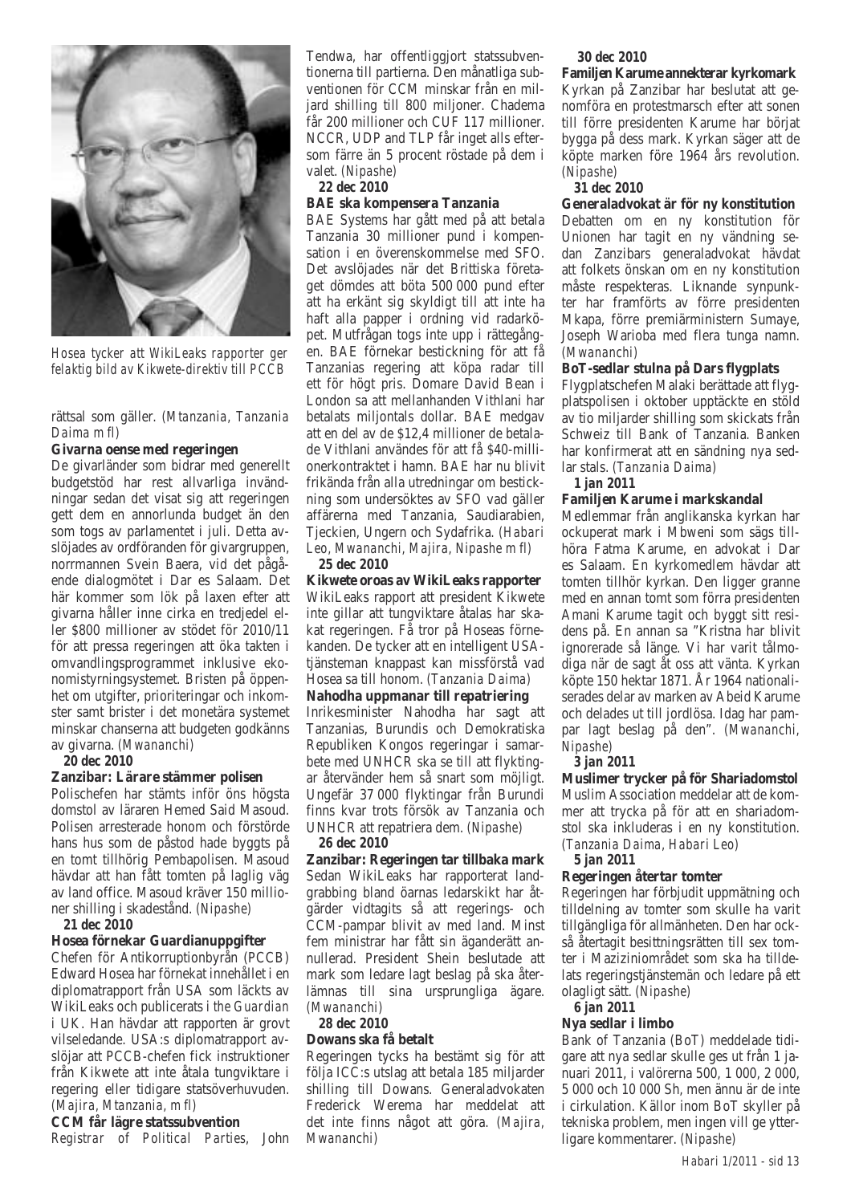*Hosea tycker att WikiLeaks rapporter ger felaktig bild av Kikwete-direktiv till PCCB*

rättsal som gäller. (*Mtanzania, Tanzania Daima m fl*)

**Givarna oense med regeringen**

De givarländer som bidrar med generellt budgetstöd har rest allvarliga invändningar sedan det visat sig att regeringen gett dem en annorlunda budget än den som togs av parlamentet i juli. Detta avslöjades av ordföranden för givargruppen, norrmannen Svein Baera, vid det pågående dialogmötet i Dar es Salaam. Det här kommer som lök på laxen efter att givarna håller inne cirka en tredjedel eller \$800 millioner av stödet för 2010/11 för att pressa regeringen att öka takten i omvandlingsprogrammet inklusive ekonomistyrningssystemet. Bristen på öppenhet om utgifter, prioriteringar och inkomster samt brister i det monetära systemet minskar chanserna att budgeten godkänns av givarna. (*Mwananchi*)

**20 dec 2010**

**Zanzibar: Lärare stämmer polisen**

Polischefen har stämts inför öns högsta domstol av läraren Hemed Said Masoud. Polisen arresterade honom och förstörde hans hus som de påstod hade byggts på en tomt tillhörig Pembapolisen. Masoud hävdar att han fått tomten på laglig väg av land office. Masoud kräver 150 millioner shilling i skadestånd. (*Nipashe*)

**21 dec 2010**

**Hosea förnekar Guardianuppgifter**

Chefen för Antikorruptionbyrån (PCCB) Edward Hosea har förnekat innehållet i en diplomatrapport från USA som läckts av WikiLeaks och publicerats i *the Guardian* i UK. Han hävdar att rapporten är grovt vilseledande. USA:s diplomatrapport avslöjar att PCCB-chefen fick instruktioner från Kikwete att inte åtala tungviktare i regering eller tidigare statsöverhuvuden. (*Majira, Mtanzania, m fl*)

**CCM får lägre statssubvention**

*Registrar of Political Parties*, John Tendwa, har offentliggjort statssubventionerna till partierna. Den månatliga subventionen för CCM minskar från en miljard shilling till 800 miljoner. Chadema får 200 millioner och CUF 117 millioner. NCCR, UDP and TLP får inget alls eftersom färre än 5 procent röstade på dem i valet. (*Nipashe*)

**22 dec 2010**

**BAE ska kompensera Tanzania**

BAE Systems har gått med på att betala Tanzania 30 millioner pund i kompensation i en överenskommelse med SFO. Det avslöjades när det Brittiska företaget dömdes att böta 500 000 pund efter att ha erkänt sig skyldigt till att inte ha haft alla papper i ordning vid radarköpet. Mutfrågan togs inte upp i rättegången. BAE förnekar bestickning för att få Tanzanias regering att köpa radar till ett för högt pris. Domare David Bean i London sa att mellanhanden Vithlani har betalats miljontals dollar. BAE medgav att en del av de \$12,4 millioner de betalade Vithlani användes för att få \$40-millionerkontraktet i hamn. BAE har nu blivit frikända från alla utredningar om bestickning som undersöktes av SFO vad gäller affärerna med Tanzania, Saudiarabien, Tjeckien, Ungern och Sydafrika. (*Habari Leo, Mwananchi, Majira, Nipashe m fl*)

**25 dec 2010**

**Kikwete oroas av WikiLeaks rapporter**

WikiLeaks rapport att president Kikwete inte gillar att tungviktare åtalas har skakat regeringen. Få tror på Hoseas förnekanden. De tycker att en intelligent USA-tjänsteman knappast kan missförstå vad Hosea sa till honom. (*Tanzania Daima*)

**Nahodha uppmanar till repatriering**

Inrikesminister Nahodha har sagt att Tanzanias, Burundis och Demokratiska Republiken Kongos regeringar i samarbete med UNHCR ska se till att flyktingar återvänder hem så snart som möjligt. Ungefär 37 000 flyktingar från Burundi finns kvar trots försök av Tanzania och UNHCR att repatriera dem. (*Nipashe*)

**26 dec 2010**

**Zanzibar: Regeringen tar tillbaka mark**

Sedan WikiLeaks har rapporterat landgrabbing bland öarnas ledarskikt har åtgärder vidtagits så att regerings- och CCM-pampar blivit av med land. Minst fem ministrar har fått sin äganderätt annullerad. President Shein beslutade att mark som ledare lagt beslag på ska återlämnas till sina ursprungliga ägare. (*Mwananchi*)

**28 dec 2010**

**Dowans ska få betalt**

Regeringen tycks ha bestämt sig för att följa ICC:s utslag att betala 185 miljarder shilling till Dowans. Generaladvokaten Frederick Werema har meddelat att det inte finns något att göra. (*Majira, Mwananchi*)

**30 dec 2010**

**Familjen Karume annekterar kyrkomark**

Kyrkan på Zanzibar har beslutat att genomföra en protestmarsch efter att sonen till förre presidenten Karume har börjat bygga på dess mark. Kyrkan säger att de köpte marken före 1964 års revolution. (*Nipashe*)

**31 dec 2010**

**Generaladvokat är för ny konstitution**

Debatten om en ny konstitution för Unionen har tagit en ny vändning sedan Zanzibars generaladvokat hävdat att folkets önskan om en ny konstitution måste respekteras. Liknande synpunkter har framförts av förre presidenten Mkapa, förre premiärministern Sumaye, Joseph Warioba med flera tunga namn. (*Mwananchi*)

**BoT-sedlar stulna på Dars flygplats**

Flygplatschefen Malaki berättade att flygplatspolisen i oktober upptäckte en stöld av tio miljarder shilling som skickats från Schweiz till Bank of Tanzania. Banken har konfirmerat att en sändning nya sedlar stals. (*Tanzania Daima*)

**1 jan 2011**

**Familjen Karume i markskandal**

Medlemmar från anglikanska kyrkan har ockuperat mark i Mbweni som sägs tillhöra Fatma Karume, en advokat i Dar es Salaam. En kyrkomedlem hävdar att tomten tillhör kyrkan. Den ligger granne med en annan tomt som förra presidenten Amani Karume tagit och byggt sitt residens på. En annan sa "Kristna har blivit ignorerade så länge. Vi har varit tålmodiga när de sagt åt oss att vänta. Kyrkan köpte 150 hektar 1871. År 1964 nationaliserades delar av marken av Abeid Karume och delades ut till jordlösa. Idag har pampar lagt beslag på den". (*Mwananchi, Nipashe*)

**3 jan 2011**

**Muslimer trycker på för Shariadomstol**

Muslim Association meddelar att de kommer att trycka på för att en shariadomstol ska inkluderas i en ny konstitution. (*Tanzania Daima, Habari Leo*)

**5 jan 2011**

**Regeringen återtar tomter**

Regeringen har förbjudit uppmätning och tilldelning av tomter som skulle ha varit tillgängliga för allmänheten. Den har också återtagit besittningsrätten till sex tomter i Maziziniområdet som ska ha tilldelats regeringstjänstemän och ledare på ett olagligt sätt. (*Nipashe*)

**6 jan 2011**

**Nya sedlar i limbo**

Bank of Tanzania (BoT) meddelade tidigare att nya sedlar skulle ges ut från 1 januari 2011, i valörerna 500, 1 000, 2 000, 5 000 och 10 000 Sh, men ännu är de inte i cirkulation. Källor inom BoT skyller på tekniska problem, men ingen vill ge ytterligare kommentarer. (*Nipashe*)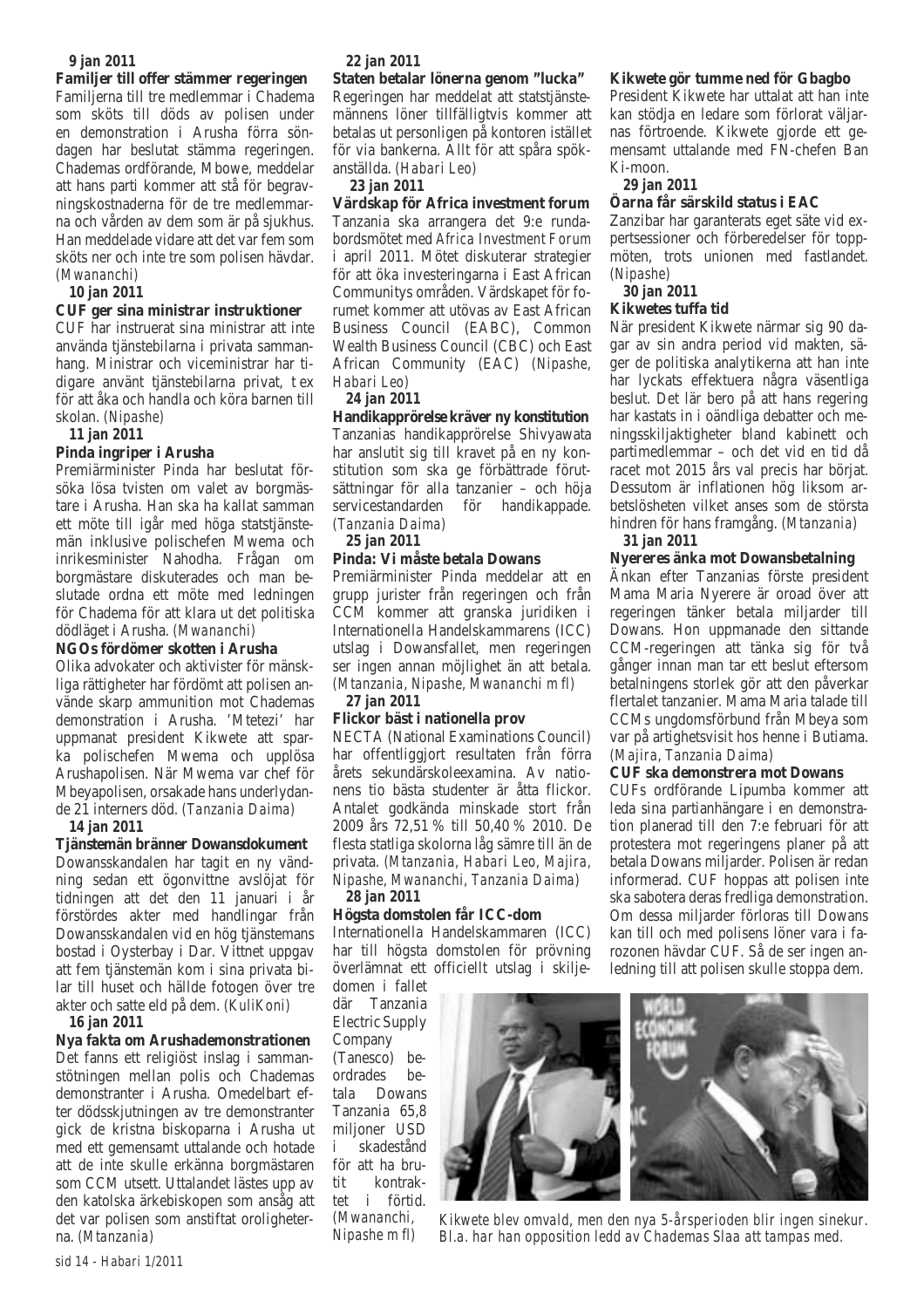**9 jan 2011**

**Familjer till offer stämmer regeringen**

Familjerna till tre medlemmar i Chadema som sköts till döds av polisen under en demonstration i Arusha förra söndagen har beslutat stämma regeringen. Chademas ordförande, Mbowe, meddelar att hans parti kommer att stå för begravningskostnaderna för de tre medlemmarna och vården av dem som är på sjukhus. Han meddelade vidare att det var fem som sköts ner och inte tre som polisen hävdar. *(Mwananchi)*

**10 jan 2011**

**CUF ger sina ministrar instruktioner**

CUF har instruerat sina ministrar att inte använda tjänstebilarna i privata sammanhang. Ministrar och viceministrar har tidigare använt tjänstebilarna privat, t ex för att åka och handla och köra barnen till skolan. *(Nipashe)*

**11 jan 2011**

**Pinda ingriper i Arusha**

Premiärminister Pinda har beslutat försöka lösa tvisten om valet av borgmästare i Arusha. Han ska ha kallat samman ett möte till igår med höga statstjänstemän inklusive polischefen Mwema och inrikesminister Nahodha. Frågan om borgmästare diskuterades och man beslutade ordna ett möte med ledningen för Chadema för att klara ut det politiska dödläget i Arusha. *(Mwananchi)*

**NGOs fördömer skotten i Arusha**

Olika advokater och aktivister för mänskliga rättigheter har fördömt att polisen använde skarp ammunition mot Chademas demonstration i Arusha. 'Mtetezi' har uppmanat president Kikwete att sparka polischefen Mwema och upplösa Arushapolisen. När Mwema var chef för Mbeyapolisen, orsakade hans underlydande 21 interners död. *(Tanzania Daima)*

**14 jan 2011**

**Tjänstemän bränner Dowansdokument**

Dowansskandalen har tagit en ny vändning sedan ett ögonvittne avslöjat för tidningen att det den 11 januari i år förstördes akter med handlingar från Dowansskandalen vid en hög tjänstemans bostad i Oysterbay i Dar. Vittnet uppgav att fem tjänstemän kom i sina privata bilar till huset och hällde fotogen över tre akter och satte eld på dem. *(KuliKoni)*

**16 jan 2011**

**Nya fakta om Arushademonstrationen**

Det fanns ett religiöst inslag i sammanstötningen mellan polis och Chademas demonstranter i Arusha. Omedelbart efter dödsskjutningen av tre demonstranter gick de kristna biskoparna i Arusha ut med ett gemensamt uttalande och hotade att de inte skulle erkänna borgmästaren som CCM utsett. Uttalandet lästes upp av den katolska ärkebiskopen som ansåg att det var polisen som anstiftat oroligheterna. *(Mtanzania)*

**22 jan 2011**

**Staten betalar lönerna genom "lucka"**

Regeringen har meddelat att statstjänstemännens löner tillfälligtvis kommer att betalas ut personligen på kontoren istället för via bankerna. Allt för att spåra spökanställda. *(Habari Leo)*

**23 jan 2011**

**Värdskap för Africa investment forum**

Tanzania ska arrangera det 9:e rundabordsmötet med *Africa Investment Forum* i april 2011. Mötet diskuterar strategier för att öka investeringarna i East African Communitys områden. Värdskapet för forumet kommer att utövas av East African Business Council (EABC), Common Wealth Business Council (CBC) och East African Community (EAC) *(Nipashe, Habari Leo)*

**24 jan 2011**

**Handikapprörelse kräver ny konstitution**

Tanzanias handikapprörelse Shivyawata har anslutit sig till kravet på en ny konstitution som ska ge förbättrade förutsättningar för alla tanzanier – och höja servicestandarden för handikappade. *(Tanzania Daima)*

**25 jan 2011**

**Pinda: Vi måste betala Dowans**

Premiärminister Pinda meddelar att en grupp jurister från regeringen och från CCM kommer att granska juridiken i Internationella Handelskammarens (ICC) utslag i Dowansfallet, men regeringen ser ingen annan möjlighet än att betala. *(Mtanzania, Nipashe, Mwananchi m fl)*

**27 jan 2011**

**Flickor bäst i nationella prov**

NECTA (National Examinations Council) har offentliggjort resultaten från förra årets sekundärskoleexamina. Av nationens tio bästa studenter är åtta flickor. Antalet godkända minskade stort från 2009 års 72,51 % till 50,40 % 2010. De flesta statliga skolorna låg sämre till än de privata. *(Mtanzania, Habari Leo, Majira, Nipashe, Mwananchi, Tanzania Daima)*

**28 jan 2011**

**Högsta domstolen får ICC-dom**

Internationella Handelskammaren (ICC) har till högsta domstolen för prövning överlämnat ett officiellt utslag i skiljedomen i fallet där Tanzania Electric Supply Company (Tanesco) beordrades betala Dowans Tanzania 65,8 miljoner USD i skadestånd för att ha brutit kontraktet i förtid. *(Mwananchi, Nipashe m fl)*

**Kikwete gör tumme ned för Gbagbo**

President Kikwete har uttalat att han inte kan stödja en ledare som förlorat väljarnas förtroende. Kikwete gjorde ett gemensamt uttalande med FN-chefen Ban Ki-moon.

**29 jan 2011**

**Öarna får särskild status i EAC**

Zanzibar har garanterats eget säte vid expertsessioner och förberedelser för toppmöten, trots unionen med fastlandet. *(Nipashe)*

**30 jan 2011**

**Kikwetes tuffa tid**

När president Kikwete närmar sig 90 dagar av sin andra period vid makten, säger de politiska analytikerna att han inte har lyckats effektuera några väsentliga beslut. Det lär bero på att hans regering har kastats in i oändliga debatter och meningsskiljaktigheter bland kabinett och partimedlemmar – och det vid en tid då racet mot 2015 års val precis har börjat. Dessutom är inflationen hög liksom arbetslösheten vilket anses som de största hindren för hans framgång. *(Mtanzania)*

**31 jan 2011**

**Nyereres änka mot Dowansbetalning**

Änkan efter Tanzanias förste president Mama Maria Nyerere är oroad över att regeringen tänker betala miljarder till Dowans. Hon uppmanade den sittande CCM-regeringen att tänka sig för två gånger innan man tar ett beslut eftersom betalningens storlek gör att den påverkar flertalet tanzanier. Mama Maria talade till CCMs ungdomsförbund från Mbeya som var på artighetsvisit hos henne i Butiama. *(Majira, Tanzania Daima)*

**CUF ska demonstrera mot Dowans**

CUFs ordförande Lipumba kommer att leda sina partianhängare i en demonstration planerad till den 7:e februari för att protestera mot regeringens planer på att betala Dowans miljarder. Polisen är redan informerad. CUF hoppas att polisen inte ska sabotera deras fredliga demonstration. Om dessa miljarder förloras till Dowans kan till och med polisens löner vara i farozonen hävdar CUF. Så de ser ingen anledning till att polisen skulle stoppa dem.

*Kikwete blev omvald, men den nya 5-årsperioden blir ingen sinekur. Bl.a. har han opposition ledd av Chademas Slaa att tampas med.*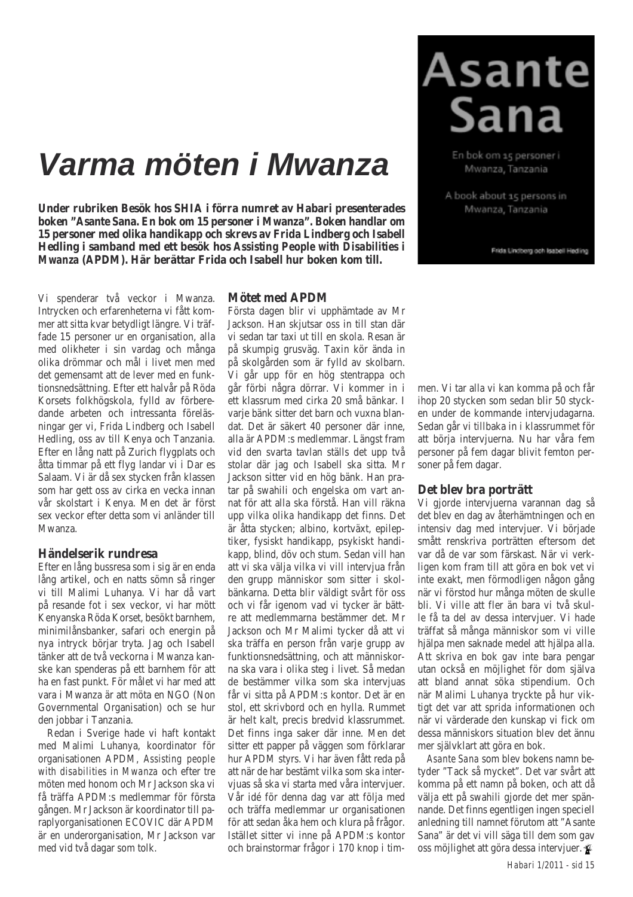# Varma möten i Mwanza

**Under rubriken Besök hos SHIA i förra numret av Habari presenterades boken "Asante Sana. En bok om 15 personer i Mwanza". Boken handlar om 15 personer med olika handikapp och skrevs av Frida Lindberg och Isabell Hedling i samband med ett besök hos *Assisting People with Disabilities i Mwanza* (APDM). Här berättar Frida och Isabell hur boken kom till.**

Asante Sana

En bok om 15 personer i Mwanza, Tanzania

A book about 15 persons in Mwanza, Tanzania

Frida Lindberg och Isabell Hedling

Vi spenderar två veckor i Mwanza. Intrycken och erfarenheterna vi fått kommer att sitta kvar betydligt längre. Vi träffade 15 personer ur en organisation, alla med olikheter i sin vardag och många olika drömmar och mål i livet men med det gemensamt att de lever med en funktionsnedsättning. Efter ett halvår på Röda Korsets folkhögskola, fylld av förberedande arbeten och intressanta föreläsningar ger vi, Frida Lindberg och Isabell Hedling, oss av till Kenya och Tanzania. Efter en lång natt på Zurich flygplats och åtta timmar på ett flyg landar vi i Dar es Salaam. Vi är då sex stycken från klassen som har gett oss av cirka en vecka innan vår skolstart i Kenya. Men det är först sex veckor efter detta som vi anländer till Mwanza.

## Händelserik rundresa

Efter en lång bussresa som i sig är en enda lång artikel, och en natts sömn så ringer vi till Malimi Luhanya. Vi har då vart på resande fot i sex veckor, vi har mött Kenyanska Röda Korset, besökt barnhem, minimilånsbanker, safari och energin på nya intryck börjar tryta. Jag och Isabell tänker att de två veckorna i Mwanza kanske kan spenderas på ett barnhem för att ha en fast punkt. För målet vi har med att vara i Mwanza är att möta en NGO (Non Governmental Organisation) och se hur den jobbar i Tanzania.

Redan i Sverige hade vi haft kontakt med Malimi Luhanya, koordinator för organisationen APDM, *Assisting people with disabilities in Mwanza* och efter tre möten med honom och Mr Jackson ska vi få träffa APDM:s medlemmar för första gången. Mr Jackson är koordinator till paraplyorganisationen ECOVIC där APDM är en underorganisation, Mr Jackson var med vid två dagar som tolk.

## Mötet med APDM

Första dagen blir vi upphämtade av Mr Jackson. Han skjutsar oss in till stan där vi sedan tar taxi ut till en skola. Resan är på skumpig grusväg. Taxin kör ända in på skolgården som är fylld av skolbarn. Vi går upp för en hög stentrappa och går förbi några dörrar. Vi kommer in i ett klassrum med cirka 20 små bänkar. I varje bänk sitter det barn och vuxna blandat. Det är säkert 40 personer där inne, alla är APDM:s medlemmar. Längst fram vid den svarta tavlan ställs det upp två stolar där jag och Isabell ska sitta. Mr Jackson sitter vid en hög bänk. Han pratar på swahili och engelska om vart annat för att alla ska förstå. Han vill räkna upp vilka olika handikapp det finns. Det är åtta stycken; albino, kortväxt, epileptiker, fysiskt handikapp, psykiskt handikapp, blind, döv och stum. Sedan vill han att vi ska välja vilka vi vill intervjua från den grupp människor som sitter i skolbänkarna. Detta blir väldigt svårt för oss och vi får igenom vad vi tycker är bättre att medlemmarna bestämmer det. Mr Jackson och Mr Malimi tycker då att vi ska träffa en person från varje grupp av funktionsnedsättning, och att människorna ska vara i olika steg i livet. Så medan de bestämmer vilka som ska intervjuas får vi sitta på APDM:s kontor. Det är en stol, ett skrivbord och en hylla. Rummet är helt kalt, precis bredvid klassrummet. Det finns inga saker där inne. Men det sitter ett papper på väggen som förklarar hur APDM styrs. Vi har även fått reda på att när de har bestämt vilka som ska intervjuas så ska vi starta med våra intervjuer. Vår idé för denna dag var att följa med och träffa medlemmar ur organisationen för att sedan åka hem och klura på frågor. Istället sitter vi inne på APDM:s kontor och brainstormar frågor i 170 knop i timmen. Vi tar alla vi kan komma på och får ihop 20 stycken som sedan blir 50 stycken under de kommande intervjudagarna. Sedan går vi tillbaka in i klassrummet för att börja intervjuerna. Nu har våra fem personer på fem dagar blivit femton personer på fem dagar.

## Det blev bra porträtt

Vi gjorde intervjuerna varannan dag så det blev en dag av återhämtningen och en intensiv dag med intervjuer. Vi började smått renskriva porträtten eftersom det var då de var som färskast. När vi verkligen kom fram till att göra en bok vet vi inte exakt, men förmodligen någon gång när vi förstod hur många möten de skulle bli. Vi ville att fler än bara vi två skulle få ta del av dessa intervjuer. Vi hade träffat så många människor som vi ville hjälpa men saknade medel att hjälpa alla. Att skriva en bok gav inte bara pengar utan också en möjlighet för dom själva att bland annat söka stipendium. Och när Malimi Luhanya tryckte på hur viktigt det var att sprida informationen och när vi värderade den kunskap vi fick om dessa människors situation blev det ännu mer självklart att göra en bok.

*Asante Sana* som blev bokens namn betyder "Tack så mycket". Det var svårt att komma på ett namn på boken, och att då välja ett på swahili gjorde det mer spännande. Det finns egentligen ingen speciell anledning till namnet förutom att "Asante Sana" är det vi vill säga till dem som gav oss möjlighet att göra dessa intervjuer.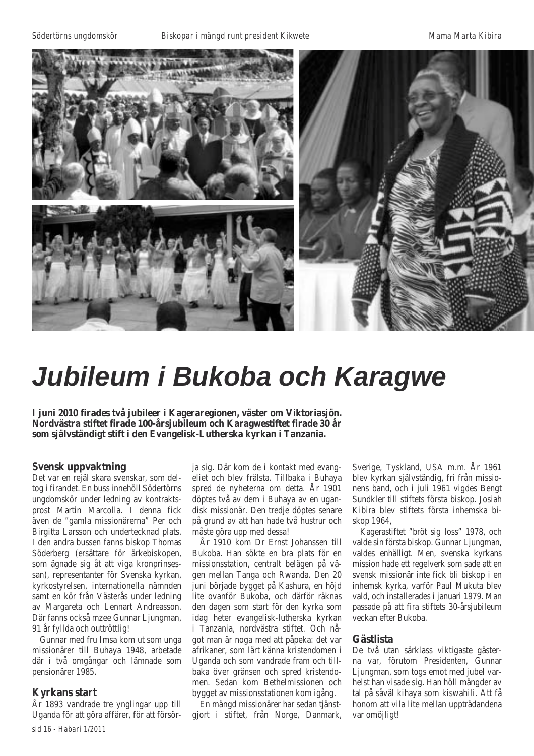Södertörns ungdomskör

Biskopar i mängd runt president Kikwete

Mama Marta Kibira

# Jubileum i Bukoba och Karagwe

**I juni 2010 firades två jubileer i Kageraregionen, väster om Viktoriasjön. Nordvästra stiftet firade 100-årsjubileum och Karagwestiftet firade 30 år som självständigt stift i den Evangelisk-Lutherska kyrkan i Tanzania.**

### Svensk uppvaktning

Det var en rejäl skara svenskar, som deltog i firandet. En buss innehöll Södertörns ungdomskör under ledning av kontraktsprost Martin Marcolla. I denna fick även de "gamla missionärerna" Per och Birgitta Larsson och undertecknad plats. I den andra bussen fanns biskop Thomas Söderberg (ersättare för ärkebiskopen, som ägnade sig åt att viga kronprinsessan), representanter för Svenska kyrkan, kyrkostyrelsen, internationella nämnden samt en kör från Västerås under ledning av Margareta och Lennart Andreasson. Där fanns också mzee Gunnar Ljungman, 91 år fyllda och outtröttlig!

Gunnar med fru Imsa kom ut som unga missionärer till Buhaya 1948, arbetade där i två omgångar och lämnade som pensionärer 1985.

### Kyrkans start

År 1893 vandrade tre ynglingar upp till Uganda för att göra affärer, för att försörja sig. Där kom de i kontakt med evangeliet och blev frälsta. Tillbaka i Buhaya spred de nyheterna om detta. År 1901 döptes två av dem i Buhaya av en ugandisk missionär. Den tredje döptes senare på grund av att han hade två hustrur och måste göra upp med dessa!

År 1910 kom Dr Ernst Johanssen till Bukoba. Han sökte en bra plats för en missionsstation, centralt belägen på vägen mellan Tanga och Rwanda. Den 20 juni började bygget på Kashura, en höjd lite ovanför Bukoba, och därför räknas den dagen som start för den kyrka som idag heter evangelisk-lutherska kyrkan i Tanzania, nordvästra stiftet. Och något man är noga med att påpeka: det var afrikaner, som lärt känna kristendomen i Uganda och som vandrade fram och tillbaka över gränsen och spred kristendomen. Sedan kom Bethelmissionen och bygget av missionsstationen kom igång.

En mängd missionärer har sedan tjänstgjort i stiftet, från Norge, Danmark, Sverige, Tyskland, USA m.m. År 1961 blev kyrkan självständig, fri från missionens band, och i juli 1961 vigdes Bengt Sundkler till stiftets första biskop. Josiah Kibira blev stiftets första inhemska biskop 1964,

Kagerastiftet "bröt sig loss" 1978, och valde sin första biskop. Gunnar Ljungman, valdes enhälligt. Men, svenska kyrkans mission hade ett regelverk som sade att en svensk missionär inte fick bli biskop i en inhemsk kyrka, varför Paul Mukuta blev vald, och installerades i januari 1979. Man passade på att fira stiftets 30-årsjubileum veckan efter Bukoba.

### Gästlista

De två utan särklass viktigaste gästerna var, förutom Presidenten, Gunnar Ljungman, som togs emot med jubel varhelst han visade sig. Han höll mängder av tal på såväl kihaya som kiswahili. Att få honom att vila lite mellan uppträdandena var omöjligt!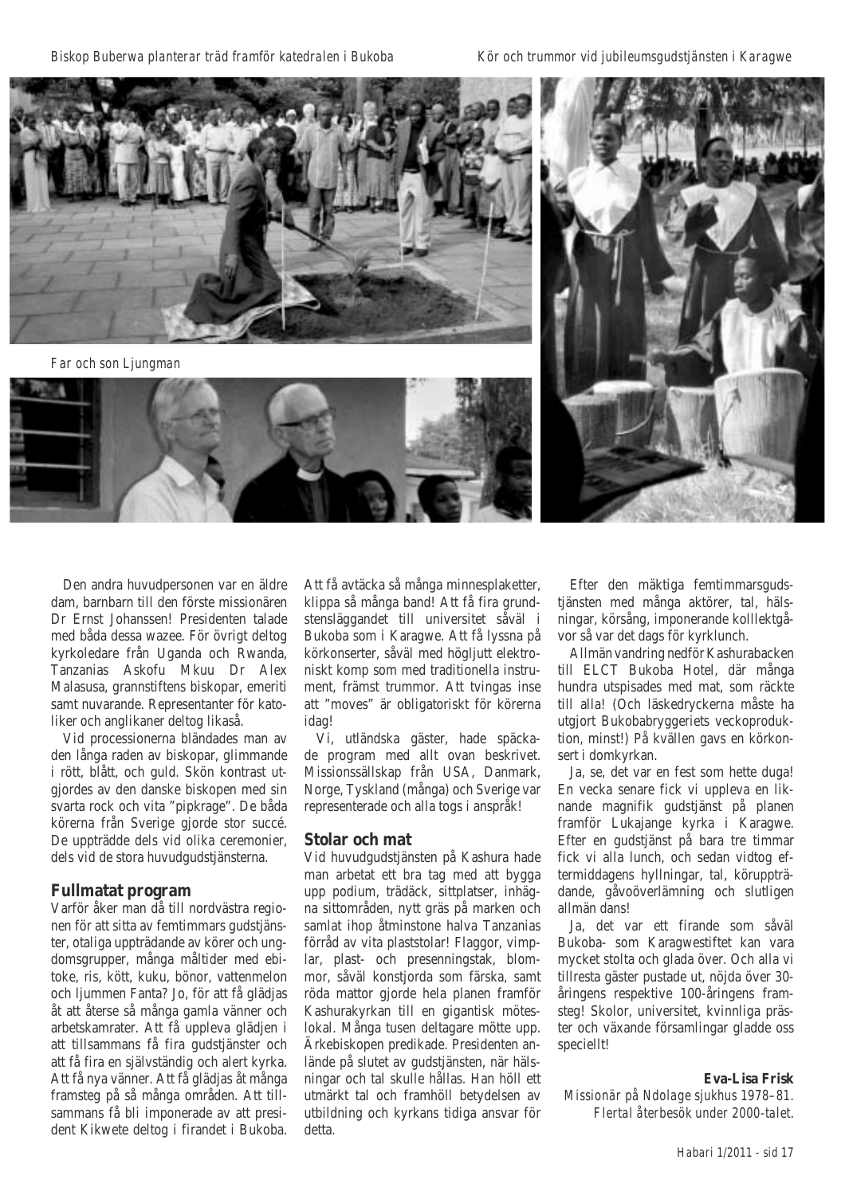Biskop Buberwa planterar träd framför katedralen i Bukoba

Kör och trummor vid jubileumsgudstjänsten i Karagwe

Far och son Ljungman

Den andra huvudpersonen var en äldre dam, barnbarn till den förste missionären Dr Ernst Johanssen! Presidenten talade med båda dessa wazee. För övrigt deltog kyrkoledare från Uganda och Rwanda, Tanzanias Askofu Mkuu Dr Alex Malasusa, grannstiftens biskopar, emeriti samt nuvarande. Representanter för katoliker och anglikaner deltog likaså.

Vid processionerna bländades man av den långa raden av biskopar, glimmande i rött, blått, och guld. Skön kontrast utgjordes av den danske biskopen med sin svarta rock och vita "pipkrage". De båda körerna från Sverige gjorde stor succé. De uppträdde dels vid olika ceremonier, dels vid de stora huvudgudstjänsterna.

## Fullmatat program

Varför åker man då till nordvästra regionen för att sitta av femtimmars gudstjänster, otaliga uppträdande av körer och ungdomsgrupper, många måltider med ebitoke, ris, kött, kuku, bönor, vattenmelon och ljummen Fanta? Jo, för att få glädjas åt att återse så många gamla vänner och arbetskamrater. Att få uppleva glädjen i att tillsammans få fira gudstjänster och att få fira en självständig och alert kyrka. Att få nya vänner. Att få glädjas åt många framsteg på så många områden. Att tillsammans få bli imponerade av att president Kikwete deltog i firandet i Bukoba. Att få avtäcka så många minnesplaketter, klippa så många band! Att få fira grundstensläggandet till universitet såväl i Bukoba som i Karagwe. Att få lyssna på körkonserter, såväl med högljutt elektroniskt komp som med traditionella instrument, främst trummor. Att tvingas inse att "moves" är obligatoriskt för körerna idag!

Vi, utländska gäster, hade späckade program med allt ovan beskrivet. Missionssällskap från USA, Danmark, Norge, Tyskland (många) och Sverige var representerade och alla togs i anspråk!

## Stolar och mat

Vid huvudgudstjänsten på Kashura hade man arbetat ett bra tag med att bygga upp podium, trädäck, sittplatser, inhägna sittområden, nytt gräs på marken och samlat ihop åtminstone halva Tanzanias förråd av vita plaststolar! Flaggor, vimplar, plast- och presenningstak, blommor, såväl konstjorda som färska, samt röda mattor gjorde hela planen framför Kashurakyrkan till en gigantisk möteslokal. Många tusen deltagare mötte upp. Ärkebiskopen predikade. Presidenten anlände på slutet av gudstjänsten, när hälsningar och tal skulle hållas. Han höll ett utmärkt tal och framhöll betydelsen av utbildning och kyrkans tidiga ansvar för detta.

Efter den mäktiga femtimmarsgudstjänsten med många aktörer, tal, hälsningar, körsång, imponerande kolllektgåvor så var det dags för kyrklunch.

Allmän vandring nedför Kashurabacken till ELCT Bukoba Hotel, där många hundra utspisades med mat, som räckte till alla! (Och läskedryckerna måste ha utgjort Bukobabryggeriets veckoproduktion, minst!) På kvällen gavs en körkonsert i domkyrkan.

Ja, se, det var en fest som hette duga! En vecka senare fick vi uppleva en liknande magnifik gudstjänst på planen framför Lukajange kyrka i Karagwe. Efter en gudstjänst på bara tre timmar fick vi alla lunch, och sedan vidtog eftermiddagens hyllningar, tal, köruppträdande, gåvoöverlämning och slutligen allmän dans!

Ja, det var ett firande som såväl Bukoba- som Karagwestiftet kan vara mycket stolta och glada över. Och alla vi tillresta gäster pustade ut, nöjda över 30-åringens respektive 100-åringens framsteg! Skolor, universitet, kvinnliga präster och växande församlingar gladde oss speciellt!

**Eva-Lisa Frisk**

*Missionär på Ndolage sjukhus 1978–81. Flertal återbesök under 2000-talet.*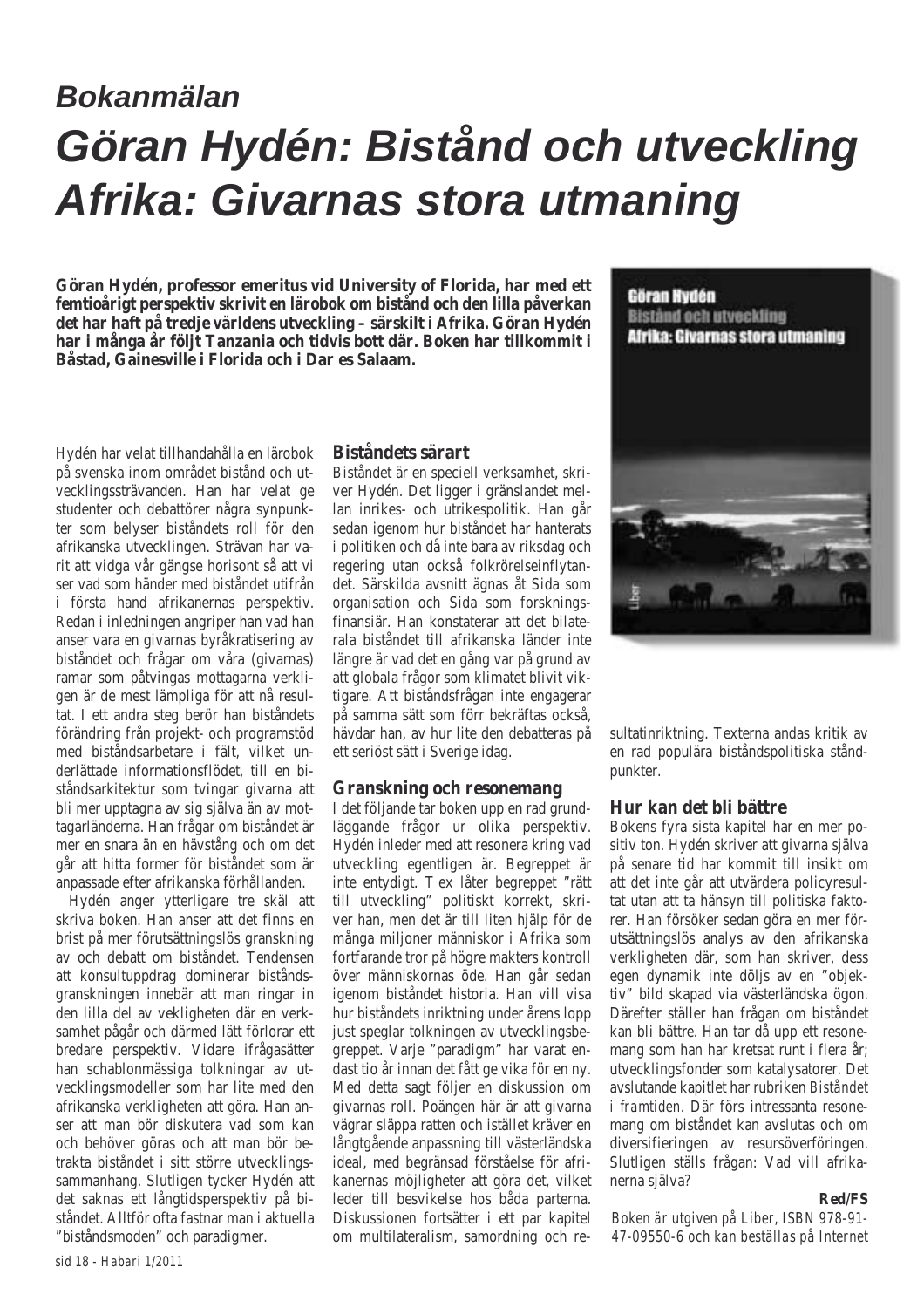# Bokanmälan

# Göran Hydén: Bistånd och utveckling Afrika: Givarnas stora utmaning

**Göran Hydén, professor emeritus vid University of Florida, har med ett femtioårigt perspektiv skrivit en lärobok om bistånd och den lilla påverkan det har haft på tredje världens utveckling – särskilt i Afrika. Göran Hydén har i många år följt Tanzania och tidvis bott där. Boken har tillkommit i Båstad, Gainesville i Florida och i Dar es Salaam.**

Hydén har velat tillhandahålla en lärobok på svenska inom området bistånd och utvecklingssträvanden. Han har velat ge studenter och debattörer några synpunkter som belyser biståndets roll för den afrikanska utvecklingen. Strävan har varit att vidga vår gängse horisont så att vi ser vad som händer med biståndet utifrån i första hand afrikanernas perspektiv. Redan i inledningen angriper han vad han anser vara en givarnas byråkratisering av biståndet och frågar om våra (givarnas) ramar som påtvingas mottagarna verkligen är de mest lämpliga för att nå resultat. I ett andra steg berör han biståndets förändring från projekt- och programstöd med biståndsarbetare i fält, vilket underlättade informationsflödet, till en biståndsarkitektur som tvingar givarna att bli mer upptagna av sig själva än av mottagarländerna. Han frågar om biståndet är mer en snara än en hävstång och om det går att hitta former för biståndet som är anpassade efter afrikanska förhållanden.

Hydén anger ytterligare tre skäl att skriva boken. Han anser att det finns en brist på mer förutsättningslös granskning av och debatt om biståndet. Tendensen att konsultuppdrag dominerar biståndsgranskningen innebär att man ringar in den lilla del av verkligheten där en verksamhet pågår och därmed lätt förlorar ett bredare perspektiv. Vidare ifrågasätter han schablonmässiga tolkningar av utvecklingsmodeller som har lite med den afrikanska verkligheten att göra. Han anser att man bör diskutera vad som kan och behöver göras och att man bör betrakta biståndet i sitt större utvecklingssammanhang. Slutligen tycker Hydén att det saknas ett långtidsperspektiv på biståndet. Alltför ofta fastnar man i aktuella "biståndsmoden" och paradigmer.

### Biståndets särart

Biståndet är en speciell verksamhet, skriver Hydén. Det ligger i gränslandet mellan inrikes- och utrikespolitik. Han går sedan igenom hur biståndet har hanterats i politiken och då inte bara av riksdag och regering utan också folkrörelseinflytandet. Särskilda avsnitt ägnas åt Sida som organisation och Sida som forskningsfinansiär. Han konstaterar att det bilaterala biståndet till afrikanska länder inte längre är vad det en gång var på grund av att globala frågor som klimatet blivit viktigare. Att biståndsfrågan inte engagerar på samma sätt som förr bekräftas också, hävdar han, av hur lite den debatteras på ett seriöst sätt i Sverige idag.

### Granskning och resonemang

I det följande tar boken upp en rad grundläggande frågor ur olika perspektiv. Hydén inleder med att resonera kring vad utveckling egentligen är. Begreppet är inte entydigt. T ex låter begreppet "rätt till utveckling" politiskt korrekt, skriver han, men det är till liten hjälp för de många miljoner människor i Afrika som fortfarande tror på högre makters kontroll över människornas öde. Han går sedan igenom biståndet historia. Han vill visa hur biståndets inriktning under årens lopp just speglar tolkningen av utvecklingsbegreppet. Varje "paradigm" har varat endast tio år innan det fått ge vika för en ny. Med detta sagt följer en diskussion om givarnas roll. Poängen här är att givarna vägrar släppa ratten och istället kräver en långtgående anpassning till västerländska ideal, med begränsad förståelse för afrikanernas möjligheter att göra det, vilket leder till besvikelse hos båda parterna. Diskussionen fortsätter i ett par kapitel om multilateralism, samordning och resultatinriktning. Texterna andas kritik av en rad populära biståndspolitiska ståndpunkter.

### Hur kan det bli bättre

Bokens fyra sista kapitel har en mer positiv ton. Hydén skriver att givarna själva på senare tid har kommit till insikt om att det inte går att utvärdera policyresultat utan att ta hänsyn till politiska faktorer. Han försöker sedan göra en mer förutsättningslös analys av den afrikanska verkligheten där, som han skriver, dess egen dynamik inte döljs av en "objektiv" bild skapad via västerländska ögon. Därefter ställer han frågan om biståndet kan bli bättre. Han tar då upp ett resonemang som han har kretsat runt i flera år; utvecklingsfonder som katalysatorer. Det avslutande kapitlet har rubriken *Biståndet i framtiden*. Där förs intressanta resonemang om biståndet kan avslutas och om diversifieringen av resursöverföringen. Slutligen ställs frågan: Vad vill afrikanerna själva?

**Red/FS**

*Boken är utgiven på Liber, ISBN 978-91-47-09550-6 och kan beställas på Internet*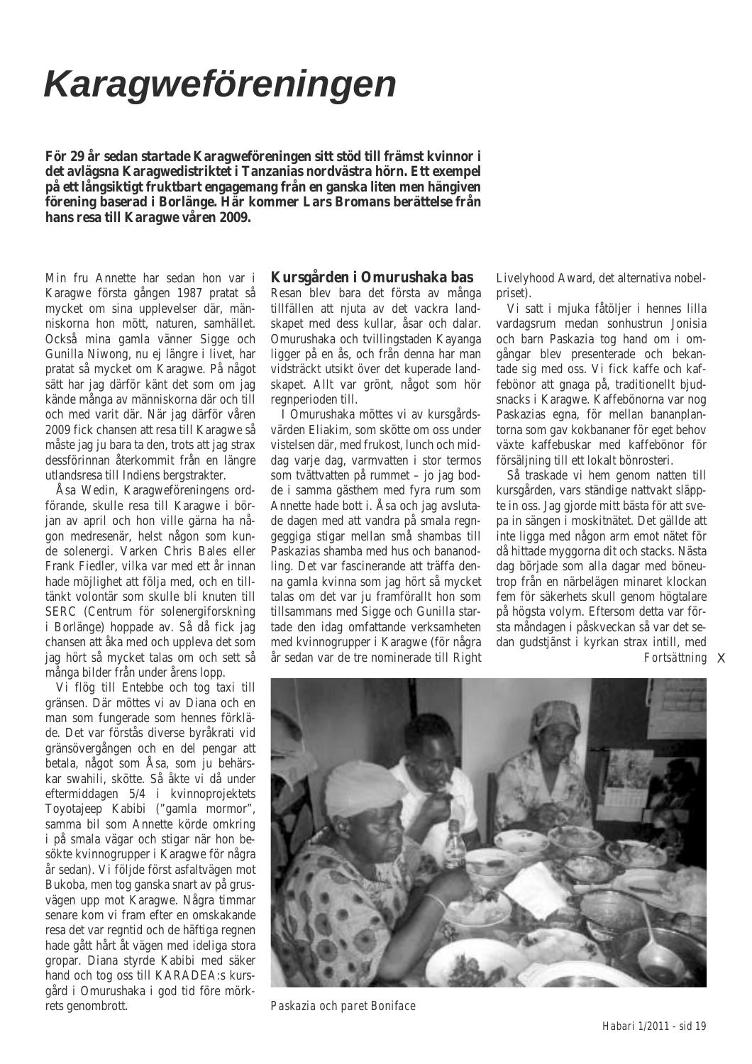# Karagweföreningen

**För 29 år sedan startade Karagweföreningen sitt stöd till främst kvinnor i det avlägsna Karagwedistriktet i Tanzanias nordvästra hörn. Ett exempel på ett långsiktigt fruktbart engagemang från en ganska liten men hängiven förening baserad i Borlänge. Här kommer Lars Bromans berättelse från hans resa till Karagwe våren 2009.**

Min fru Annette har sedan hon var i Karagwe första gången 1987 pratat så mycket om sina upplevelser där, människorna hon mött, naturen, samhället. Också mina gamla vänner Sigge och Gunilla Niwong, nu ej längre i livet, har pratat så mycket om Karagwe. På något sätt har jag därför känt det som om jag kände många av människorna där och till och med varit där. När jag därför våren 2009 fick chansen att resa till Karagwe så måste jag ju bara ta den, trots att jag strax dessförinnan återkommit från en längre utlandsresa till Indiens bergstrakter.

Åsa Wedin, Karagweföreningens ordförande, skulle resa till Karagwe i början av april och hon ville gärna ha någon medresenär, helst någon som kunde solenergi. Varken Chris Bales eller Frank Fiedler, vilka var med ett år innan hade möjlighet att följa med, och en tilltänkt volontär som skulle bli knuten till SERC (Centrum för solenergiforskning i Borlänge) hoppade av. Så då fick jag chansen att åka med och uppleva det som jag hört så mycket talas om och sett så många bilder från under årens lopp.

Vi flög till Entebbe och tog taxi till gränsen. Där möttes vi av Diana och en man som fungerade som hennes förkläde. Det var förstås diverse byråkrati vid gränsövergången och en del pengar att betala, något som Åsa, som ju behärskar swahili, skötte. Så åkte vi då under eftermiddagen 5/4 i kvinnoprojektets Toyotajeep Kabibi ("gamla mormor", samma bil som Annette körde omkring i på smala vägar och stigar när hon besökte kvinnogrupper i Karagwe för några år sedan). Vi följde först asfaltvägen mot Bukoba, men tog ganska snart av på grusvägen upp mot Karagwe. Några timmar senare kom vi fram efter en omskakande resa det var regntid och de häftiga regnen hade gått hårt åt vägen med ideliga stora gropar. Diana styrde Kabibi med säker hand och tog oss till KARADEA:s kursgård i Omurushaka i god tid före mörkrets genombrott.

## Kursgården i Omurushaka bas

Resan blev bara det första av många tillfällen att njuta av det vackra landskapet med dess kullar, åsar och dalar. Omurushaka och tvillingstaden Kayanga ligger på en ås, och från denna har man vidsträckt utsikt över det kuperade landskapet. Allt var grönt, något som hör regnperioden till.

I Omurushaka möttes vi av kursgårdsvärden Eliakim, som skötte om oss under vistelsen där, med frukost, lunch och middag varje dag, varmvatten i stor termos som tvättvatten på rummet – jo jag bodde i samma gästhem med fyra rum som Annette hade bott i. Åsa och jag avslutade dagen med att vandra på smala regngeggiga stigar mellan små shambas till Paskazias shamba med hus och bananodling. Det var fascinerande att träffa denna gamla kvinna som jag hört så mycket talas om det var ju framförallt hon som tillsammans med Sigge och Gunilla startade den idag omfattande verksamheten med kvinnogrupper i Karagwe (för några år sedan var de tre nominerade till Right Livelyhood Award, det alternativa nobelpriset).

Vi satt i mjuka fåtöljer i hennes lilla vardagsrum medan sonhustrun Jonisia och barn Paskazia tog hand om i omgångar blev presenterade och bekantade sig med oss. Vi fick kaffe och kaffebönor att gnaga på, traditionellt bjudsnacks i Karagwe. Kaffebönorna var nog Paskazias egna, för mellan bananplantorna som gav kokbananer för eget behov växte kaffebuskar med kaffebönor för försäljning till ett lokalt bönrosteri.

Så traskade vi hem genom natten till kursgården, vars ständige nattvakt släppte in oss. Jag gjorde mitt bästa för att svepa in sängen i moskitnätet. Det gällde att inte ligga med någon arm emot nätet för då hittade myggorna dit och stacks. Nästa dag började som alla dagar med böneutrop från en närbelägen minaret klockan fem för säkerhets skull genom högtalare på högsta volym. Eftersom detta var första måndagen i påskveckan så var det sedan gudstjänst i kyrkan strax intill, med

*Fortsättning* X

*Paskazia och paret Boniface*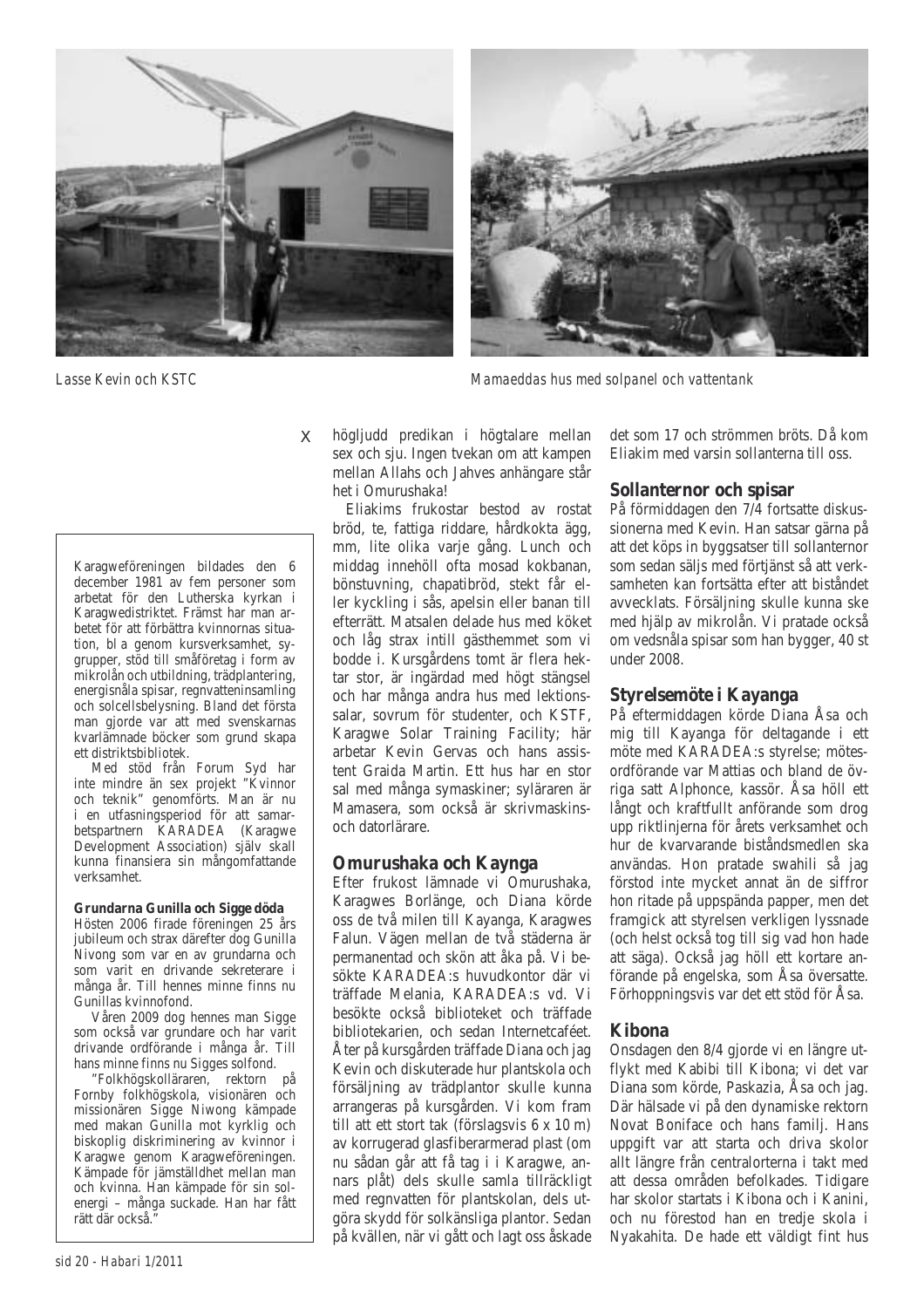Lasse Kevin och KSTC

Mamaeddas hus med solpanel och vattentank

Karagweföreningen bildades den 6 december 1981 av fem personer som arbetat för den Lutherska kyrkan i Karagwedistriktet. Främst har man arbetet för att förbättra kvinnornas situation, bl a genom kursverksamhet, sygrupper, stöd till småföretag i form av mikrolån och utbildning, trädplantering, energisnåla spisar, regnvatteninsamling och solcellsbelysning. Bland det första man gjorde var att med svenskarnas kvarlämnade böcker som grund skapa ett distriktsbibliotek.

Med stöd från Forum Syd har inte mindre än sex projekt "Kvinnor och teknik" genomförts. Man är nu i en utfasningsperiod för att samarbetspartnern KARADEA (Karagwe Development Association) själv skall kunna finansiera sin mångomfattande verksamhet.

**Grundarna Gunilla och Sigge döda**
Hösten 2006 firade föreningen 25 års jubileum och strax därefter dog Gunilla Nivong som var en av grundarna och som varit en drivande sekreterare i många år. Till hennes minne finns nu Gunillas kvinnofond.

Våren 2009 dog hennes man Sigge som också var grundare och har varit drivande ordförande i många år. Till hans minne finns nu Sigges solfond.

"Folkhögskolläraren, rektorn på Fornby folkhögskola, visionären och missionären Sigge Niwong kämpade med makan Gunilla mot kyrklig och biskoplig diskriminering av kvinnor i Karagwe genom Karagweföreningen. Kämpade för jämställdhet mellan man och kvinna. Han kämpade för sin solenergi – många suckade. Han har fått rätt där också."

x högljudd predikan i högtalare mellan sex och sju. Ingen tvekan om att kampen mellan Allahs och Jahves anhängare står het i Omurushaka!

Eliakims frukostar bestod av rostat bröd, te, fattiga riddare, hårdkokta ägg, mm, lite olika varje gång. Lunch och middag innehöll ofta mosad kokbanan, bönstuvning, chapatibröd, stekt får eller kyckling i sås, apelsin eller banan till efterrätt. Matsalen delade hus med köket och låg strax intill gästhemmet som vi bodde i. Kursgårdens tomt är flera hektar stor, är ingärdad med högt stängsel och har många andra hus med lektionssalar, sovrum för studenter, och KSTF, Karagwe Solar Training Facility; här arbetar Kevin Gervas och hans assistent Graida Martin. Ett hus har en stor sal med många symaskiner; syläraren är Mamasera, som också är skrivmaskins- och datorlärare.

## Omurushaka och Kaynga

Efter frukost lämnade vi Omurushaka, Karagwes Borlänge, och Diana körde oss de två milen till Kayanga, Karagwes Falun. Vägen mellan de två städerna är permanentad och skön att åka på. Vi besökte KARADEA:s huvudkontor där vi träffade Melania, KARADEA:s vd. Vi besökte också biblioteket och träffade bibliotekarien, och sedan Internetcaféet. Åter på kursgården träffade Diana och jag Kevin och diskuterade hur plantskola och försäljning av trädplantor skulle kunna arrangeras på kursgården. Vi kom fram till att ett stort tak (förslagsvis 6 x 10 m) av korrugerad glasfiberarmerad plast (om nu sådan går att få tag i i Karagwe, annars plåt) dels skulle samla tillräckligt med regnvatten för plantskolan, dels utgöra skydd för solkänsliga plantor. Sedan på kvällen, när vi gått och lagt oss åskade det som 17 och strömmen bröts. Då kom Eliakim med varsin sollanterna till oss.

## Sollanternor och spisar

På förmiddagen den 7/4 fortsatte diskussionerna med Kevin. Han satsar gärna på att det köps in byggsatser till sollanternor som sedan säljs med förtjänst så att verksamheten kan fortsätta efter att biståndet avvecklats. Försäljning skulle kunna ske med hjälp av mikrolån. Vi pratade också om vedsnåla spisar som han bygger, 40 st under 2008.

## Styrelsemöte i Kayanga

På eftermiddagen körde Diana Åsa och mig till Kayanga för deltagande i ett möte med KARADEA:s styrelse; mötesordförande var Mattias och bland de övriga satt Alphonce, kassör. Åsa höll ett långt och kraftfullt anförande som drog upp riktlinjerna för årets verksamhet och hur de kvarvarande biståndsmedlen ska användas. Hon pratade swahili så jag förstod inte mycket annat än de siffror hon ritade på uppspända papper, men det framgick att styrelsen verkligen lyssnade (och helst också tog till sig vad hon hade att säga). Också jag höll ett kortare anförande på engelska, som Åsa översatte. Förhoppningsvis var det ett stöd för Åsa.

## Kibona

Onsdagen den 8/4 gjorde vi en längre utflykt med Kabibi till Kibona; vi det var Diana som körde, Paskazia, Åsa och jag. Där hälsade vi på den dynamiske rektorn Novat Boniface och hans familj. Hans uppgift var att starta och driva skolor allt längre från centralorterna i takt med att dessa områden befolkades. Tidigare har skolor startats i Kibona och i Kanini, och nu förestod han en tredje skola i Nyakahita. De hade ett väldigt fint hus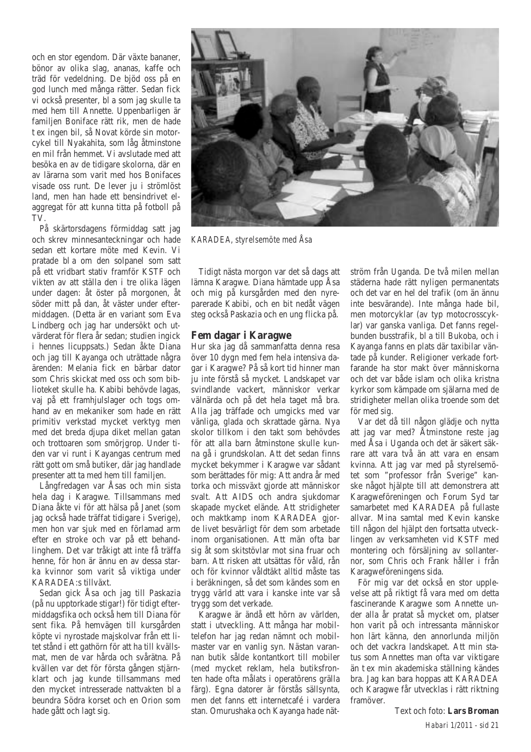och en stor egendom. Där växte bananer, bönor av olika slag, ananas, kaffe och träd för vedeldning. De bjöd oss på en god lunch med många rätter. Sedan fick vi också presenter, bl a som jag skulle ta med hem till Annette. Uppenbarligen är familjen Boniface rätt rik, men de hade t ex ingen bil, så Novat körde sin motorcykel till Nyakahita, som låg åtminstone en mil från hemmet. Vi avslutade med att besöka en av de tidigare skolorna, där en av lärarna som varit med hos Bonifaces visade oss runt. De lever ju i strömlöst land, men han hade ett bensindrivet elaggregat för att kunna titta på fotboll på TV.

På skärtorsdagens förmiddag satt jag och skrev minnesanteckningar och hade sedan ett kortare möte med Kevin. Vi pratade bl a om den solpanel som satt på ett vridbart stativ framför KSTF och vikten av att ställa den i tre olika lägen under dagen: åt öster på morgonen, åt söder mitt på dan, åt väster under eftermiddagen. (Detta är en variant som Eva Lindberg och jag har undersökt och utvärderat för flera år sedan; studien ingick i hennes licuppsats.) Sedan åkte Diana och jag till Kayanga och uträttade några ärenden: Melania fick en bärbar dator som Chris skickat med oss och som biblioteket skulle ha. Kabibi behövde lagas, vaj på ett framhjulslager och togs omhand av en mekaniker som hade en rätt primitiv verkstad mycket verktyg men med det breda djupa diket mellan gatan och trottoaren som smörjgrop. Under tiden var vi runt i Kayangas centrum med rätt gott om små butiker, där jag handlade presenter att ta med hem till familjen.

Långfredagen var Åsas och min sista hela dag i Karagwe. Tillsammans med Diana åkte vi för att hälsa på Janet (som jag också hade träffat tidigare i Sverige), men hon var sjuk med en förlamad arm efter en stroke och var på ett behandlinghem. Det var tråkigt att inte få träffa henne, för hon är ännu en av dessa starka kvinnor som varit så viktiga under KARADEA:s tillväxt.

Sedan gick Åsa och jag till Paskazia (på nu upptorkade stigar!) för tidigt eftermiddagsfika och också hem till Diana för sent fika. På hemvägen till kursgården köpte vi nyrostade majskolvar från ett litet stånd i ett gathörn för att ha till kvällsmat, men de var hårda och svårätna. På kvällen var det för första gången stjärnklart och jag kunde tillsammans med den mycket intresserade nattvakten bl a beundra Södra korset och en Orion som hade gått och lagt sig.

*KARADEA, styrelsemöte med Åsa*

Tidigt nästa morgon var det så dags att lämna Karagwe. Diana hämtade upp Åsa och mig på kursgården med den nyreparerade Kabibi, och en bit nedåt vägen steg också Paskazia och en ung flicka på.

## Fem dagar i Karagwe

Hur ska jag då sammanfatta denna resa över 10 dygn med fem hela intensiva dagar i Karagwe? På så kort tid hinner man ju inte förstå så mycket. Landskapet var svindlande vackert, människor verkar välnärda och på det hela taget må bra. Alla jag träffade och umgicks med var vänliga, glada och skrattade gärna. Nya skolor tillkom i den takt som behövdes för att alla barn åtminstone skulle kunna gå i grundskolan. Att det sedan finns mycket bekymmer i Karagwe var sådant som berättades för mig: Att andra år med torka och missväxt gjorde att människor svalt. Att AIDS och andra sjukdomar skapade mycket elände. Att stridigheter och maktkamp inom KARADEA gjorde livet besvärligt för dem som arbetade inom organisationen. Att män ofta bar sig åt som skitstövlar mot sina fruar och barn. Att risken att utsättas för våld, rån och för kvinnor våldtäkt alltid måste tas i beräkningen, så det som kändes som en trygg värld att vara i kanske inte var så trygg som det verkade.

Karagwe är ändå ett hörn av världen, statt i utveckling. Att många har mobiltelefon har jag redan nämnt och mobilmaster var en vanlig syn. Nästan varannan butik sålde kontantkort till mobiler (med mycket reklam, hela butiksfronten hade ofta målats i operatörens gälla färg). Egna datorer är förstås sällsynta, men det fanns ett internetcafé i vardera stan. Omurushaka och Kayanga hade nätström från Uganda. De två milen mellan städerna hade rätt nyligen permanentats och det var en hel del trafik (om än ännu inte besvärande). Inte många hade bil, men motorcyklar (av typ motocrosscyklar) var ganska vanliga. Det fanns regelbunden busstrafik, bl a till Bukoba, och i Kayanga fanns en plats där taxibilar väntade på kunder. Religioner verkade fortfarande ha stor makt över människorna och det var både islam och olika kristna kyrkor som kämpade om själarna med de stridigheter mellan olika troende som det för med sig.

Var det då till någon glädje och nytta att jag var med? Åtminstone reste jag med Åsa i Uganda och det är säkert säkrare att vara två än att vara en ensam kvinna. Att jag var med på styrelsemötet som "professor från Sverige" kanske något hjälpte till att demonstrera att Karagweföreningen och Forum Syd tar samarbetet med KARADEA på fullaste allvar. Mina samtal med Kevin kanske till någon del hjälpt den fortsatta utvecklingen av verksamheten vid KSTF med montering och försäljning av sollanternor, som Chris och Frank håller i från Karagweföreningens sida.

För mig var det också en stor upplevelse att på riktigt få vara med om detta fascinerande Karagwe som Annette under alla år pratat så mycket om, platser hon varit på och intressanta människor hon lärt känna, den annorlunda miljön och det vackra landskapet. Att min status som Annettes man ofta var viktigare än t ex min akademiska ställning kändes bra. Jag kan bara hoppas att KARADEA och Karagwe får utvecklas i rätt riktning framöver.

Text och foto: **Lars Broman**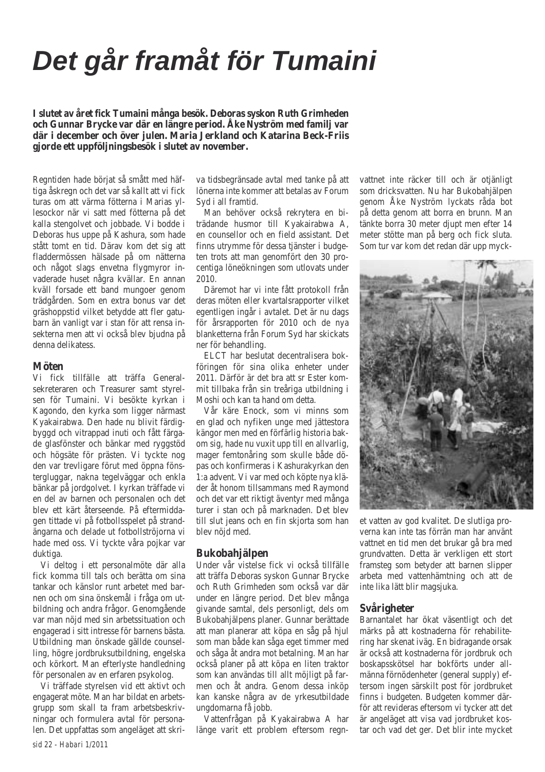# Det går framåt för Tumaini

**I slutet av året fick Tumaini många besök. Deboras syskon Ruth Grimheden och Gunnar Brycke var där en längre period. Åke Nyström med familj var där i december och över julen. Maria Jerkland och Katarina Beck-Friis gjorde ett uppföljningsbesök i slutet av november.**

Regntiden hade börjat så smått med häftiga åskregn och det var så kallt att vi fick turas om att värma fötterna i Marias yllesockor när vi satt med fötterna på det kalla stengolvet och jobbade. Vi bodde i Deboras hus uppe på Kashura, som hade stått tomt en tid. Därav kom det sig att fladdermössen hälsade på om nätterna och något slags envetna flygmyror invaderade huset några kvällar. En annan kväll forsade ett band mungoer genom trädgården. Som en extra bonus var det gräshoppstid vilket betydde att fler gatubarn än vanligt var i stan för att rensa insekterna men att vi också blev bjudna på denna delikatess.

## Möten

Vi fick tillfälle att träffa Generalsekreteraren och Treasurer samt styrelsen för Tumaini. Vi besökte kyrkan i Kagondo, den kyrka som ligger närmast Kyakairabwa. Den hade nu blivit färdigbyggd och vitrappad inuti och fått färgade glasfönster och bänkar med ryggstöd och högsäte för prästen. Vi tyckte nog den var trevligare förut med öppna fönstergluggar, nakna tegelväggar och enkla bänkar på jordgolvet. I kyrkan träffade vi en del av barnen och personalen och det blev ett kärt återseende. På eftermiddagen tittade vi på fotbollsspelet på strandängarna och delade ut fotbollströjorna vi hade med oss. Vi tyckte våra pojkar var duktiga.

Vi deltog i ett personalmöte där alla fick komma till tals och berätta om sina tankar och känslor runt arbetet med barnen och om sina önskemål i fråga om utbildning och andra frågor. Genomgående var man nöjd med sin arbetssituation och engagerad i sitt intresse för barnens bästa. Utbildning man önskade gällde counselling, högre jordbruksutbildning, engelska och körkort. Man efterlyste handledning för personalen av en erfaren psykolog.

Vi träffade styrelsen vid ett aktivt och engagerat möte. Man har bildat en arbetsgrupp som skall ta fram arbetsbeskrivningar och formulera avtal för personalen. Det uppfattas som angeläget att skriva tidsbegränsade avtal med tanke på att lönerna inte kommer att betalas av Forum Syd i all framtid.

Man behöver också rekrytera en biträdande husmor till Kyakairabwa A, en counsellor och en field assistant. Det finns utrymme för dessa tjänster i budgeten trots att man genomfört den 30 procentiga löneökningen som utlovats under 2010.

Däremot har vi inte fått protokoll från deras möten eller kvartalsrapporter vilket egentligen ingår i avtalet. Det är nu dags för årsrapporten för 2010 och de nya blanketterna från Forum Syd har skickats ner för behandling.

ELCT har beslutat decentralisera bokföringen för sina olika enheter under 2011. Därför är det bra att sr Ester kommit tillbaka från sin treåriga utbildning i Moshi och kan ta hand om detta.

Vår käre Enock, som vi minns som en glad och nyfiken unge med jättestora kängor men med en förfärlig historia bakom sig, hade nu vuxit upp till en allvarlig, mager femtonåring som skulle både döpas och konfirmeras i Kashurakyrkan den 1:a advent. Vi var med och köpte nya kläder åt honom tillsammans med Raymond och det var ett riktigt äventyr med många turer i stan och på marknaden. Det blev till slut jeans och en fin skjorta som han blev nöjd med.

## Bukobahjälpen

Under vår vistelse fick vi också tillfälle att träffa Deboras syskon Gunnar Brycke och Ruth Grimheden som också var där under en längre period. Det blev många givande samtal, dels personligt, dels om Bukobahjälpens planer. Gunnar berättade att man planerar att köpa en såg på hjul som man både kan såga eget timmer med och såga åt andra mot betalning. Man har också planer på att köpa en liten traktor som kan användas till allt möjligt på farmen och åt andra. Genom dessa inköp kan kanske några av de yrkesutbildade ungdomarna få jobb.

Vattenfrågan på Kyakairabwa A har länge varit ett problem eftersom regnvattnet inte räcker till och är otjänligt som dricksvatten. Nu har Bukobahjälpen genom Åke Nyström lyckats råda bot på detta genom att borra en brunn. Man tänkte borra 30 meter djupt men efter 14 meter stötte man på berg och fick sluta. Som tur var kom det redan där upp mycket vatten av god kvalitet. De slutliga proverna kan inte tas förrän man har använt vattnet en tid men det brukar gå bra med grundvatten. Detta är verkligen ett stort framsteg som betyder att barnen slipper arbeta med vattenhämtning och att de inte lika lätt blir magsjuka.

## Svårigheter

Barnantalet har ökat väsentligt och det märks på att kostnaderna för rehabilitering har skenat iväg. En bidragande orsak är också att kostnaderna för jordbruk och boskapsskötsel har bokförts under allmänna förnödenheter (general supply) eftersom ingen särskilt post för jordbruket finns i budgeten. Budgeten kommer därför att revideras eftersom vi tycker att det är angeläget att visa vad jordbruket kostar och vad det ger. Det blir inte mycket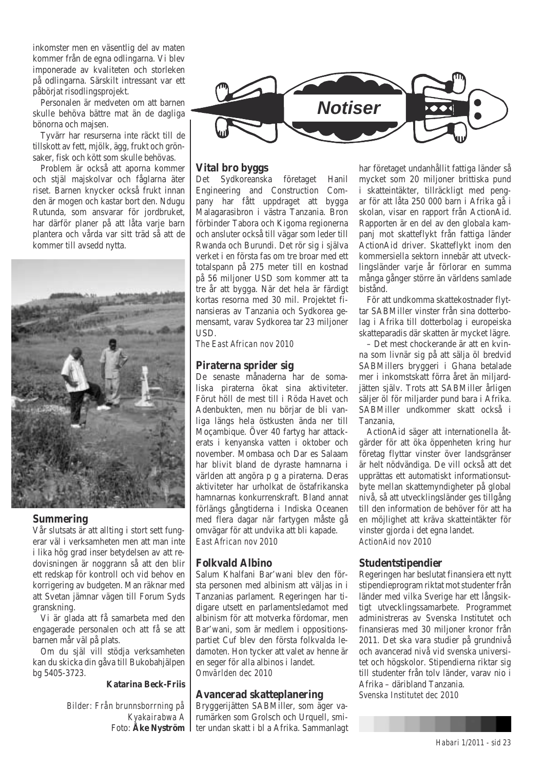inkomster men en väsentlig del av maten kommer från de egna odlingarna. Vi blev imponerade av kvaliteten och storleken på odlingarna. Särskilt intressant var ett påbörjat risodlingsprojekt.

Personalen är medveten om att barnen skulle behöva bättre mat än de dagliga bönorna och majsen.

Tyvärr har resurserna inte räckt till de tillskott av fett, mjölk, ägg, frukt och grönsaker, fisk och kött som skulle behövas.

Problem är också att aporna kommer och stjäl majskolvar och fåglarna äter riset. Barnen knycker också frukt innan den är mogen och kastar bort den. Ndugu Rutunda, som ansvarar för jordbruket, har därför planer på att låta varje barn plantera och vårda var sitt träd så att de kommer till avsedd nytta.

## Summering

Vår slutsats är att allting i stort sett fungerar väl i verksamheten men att man inte i lika hög grad inser betydelsen av att redovisningen är noggrann så att den blir ett redskap för kontroll och vid behov en korrigering av budgeten. Man räknar med att Svetan jämnar vägen till Forum Syds granskning.

Vi är glada att få samarbeta med den engagerade personalen och att få se att barnen mår väl på plats.

Om du själv vill stödja verksamheten kan du skicka din gåva till Bukobahjälpen bg 5405-3723.

**Katarina Beck-Friis**

*Bilder: Från brunnsborrning på Kyakairabwa A*
Foto: **Åke Nyström**

# Notiser

## Vital bro byggs

Det Sydkoreanska företaget Hanil Engineering and Construction Company har fått uppdraget att bygga Malagarasibron i västra Tanzania. Bron förbinder Tabora och Kigoma regionerna och ansluter också till vägar som leder till Rwanda och Burundi. Det rör sig i själva verket i en första fas om tre broar med ett totalspann på 275 meter till en kostnad på 56 miljoner USD som kommer att ta tre år att bygga. När det hela är färdigt kortas resorna med 30 mil. Projektet finansieras av Tanzania och Sydkorea gemensamt, varav Sydkorea tar 23 miljoner USD.

*The East African nov 2010*

## Piraterna sprider sig

De senaste månaderna har de somaliska piraterna ökat sina aktiviteter. Förut höll de mest till i Röda Havet och Adenbukten, men nu börjar de bli vanliga längs hela östkusten ända ner till Moçambique. Över 40 fartyg har attackerats i kenyanska vatten i oktober och november. Mombasa och Dar es Salaam har blivit bland de dyraste hamnarna i världen att angöra p g a piraterna. Deras aktiviteter har urholkat de östafrikanska hamnarnas konkurrenskraft. Bland annat förlängs gångtiderna i Indiska Oceanen med flera dagar när fartygen måste gå omvägar för att undvika att bli kapade.

*East African nov 2010*

## Folkvald Albino

Salum Khalfani Bar'wani blev den första personen med albinism att väljas in i Tanzanias parlament. Regeringen har tidigare utsett en parlamentsledamot med albinism för att motverka fördomar, men Bar'wani, som är medlem i oppositionspartiet Cuf blev den första folkvalda ledamoten. Hon tycker att valet av henne är en seger för alla albinos i landet.

*Omvärlden dec 2010*

## Avancerad skatteplanering

Bryggerijätten SABMiller, som äger varumärken som Grolsch och Urquell, smiter undan skatt i bl a Afrika. Sammanlagt har företaget undanhållit fattiga länder så mycket som 20 miljoner brittiska pund i skatteintäkter, tillräckligt med pengar för att låta 250 000 barn i Afrika gå i skolan, visar en rapport från ActionAid. Rapporten är en del av den globala kampanj mot skatteflykt från fattiga länder ActionAid driver. Skatteflykt inom den kommersiella sektorn innebär att utvecklingsländer varje år förlorar en summa många gånger större än världens samlade bistånd.

För att undkomma skattekostnader flyttar SABMiller vinster från sina dotterbolag i Afrika till dotterbolag i europeiska skatteparadis där skatten är mycket lägre.

– Det mest chockerande är att en kvinna som livnär sig på att sälja öl bredvid SABMillers bryggeri i Ghana betalade mer i inkomstskatt förra året än miljardjätten själv. Trots att SABMiller årligen säljer öl för miljarder pund bara i Afrika. SABMiller undkommer skatt också i Tanzania,

ActionAid säger att internationella åtgärder för att öka öppenheten kring hur företag flyttar vinster över landsgränser är helt nödvändiga. De vill också att det upprättas ett automatiskt informationsutbyte mellan skattemyndigheter på global nivå, så att utvecklingsländer ges tillgång till den information de behöver för att ha en möjlighet att kräva skatteintäkter för vinster gjorda i det egna landet.

*ActionAid nov 2010*

## Studentstipendier

Regeringen har beslutat finansiera ett nytt stipendieprogram riktat mot studenter från länder med vilka Sverige har ett långsiktigt utvecklingssamarbete. Programmet administreras av Svenska Institutet och finansieras med 30 miljoner kronor från 2011. Det ska vara studier på grundnivå och avancerad nivå vid svenska universitet och högskolor. Stipendierna riktar sig till studenter från tolv länder, varav nio i Afrika – däribland Tanzania.

*Svenska Institutet dec 2010*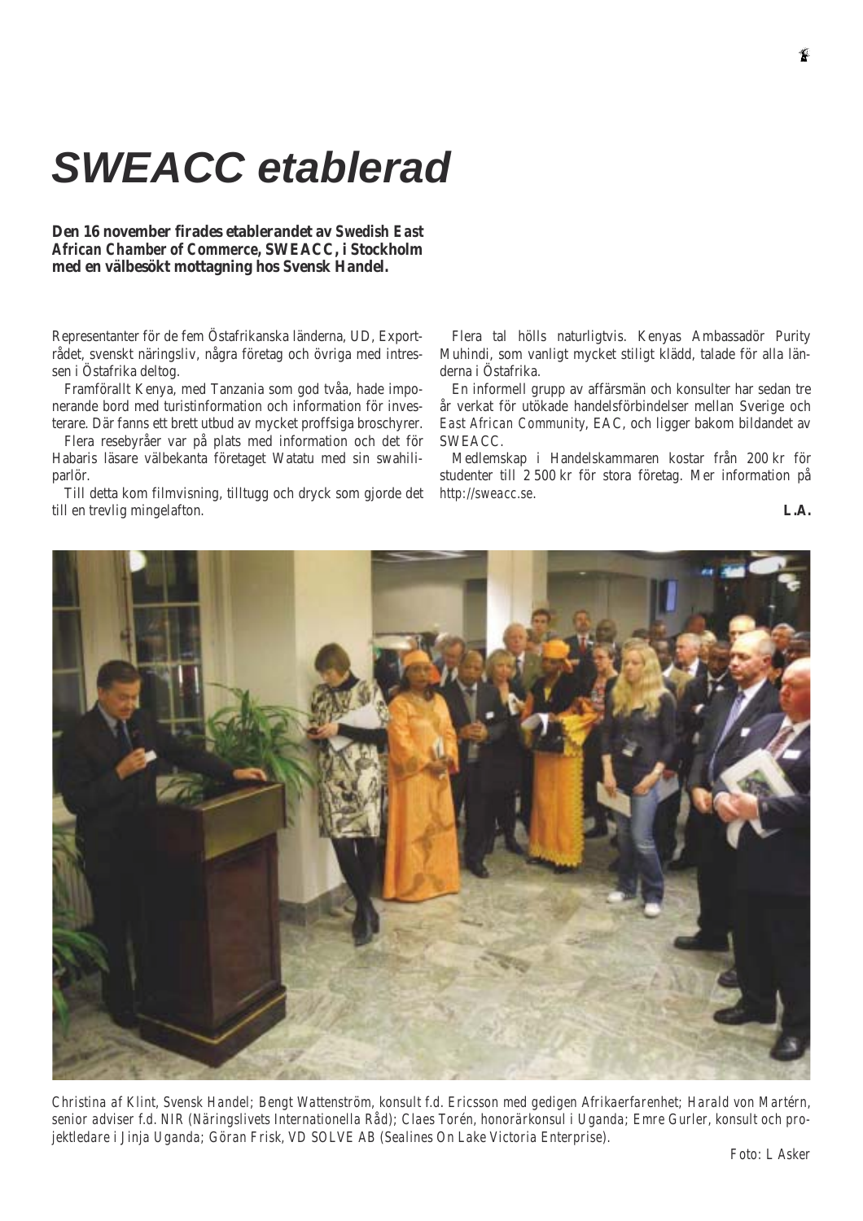# SWEACC etablerad

**Den 16 november firades etablerandet av Swedish East African Chamber of Commerce, SWEACC, i Stockholm med en välbesökt mottagning hos Svensk Handel.**

Representanter för de fem Östafrikanska länderna, UD, Exportrådet, svenskt näringsliv, några företag och övriga med intressen i Östafrika deltog.

Framförallt Kenya, med Tanzania som god tvåa, hade imponerande bord med turistinformation och information för investerare. Där fanns ett brett utbud av mycket proffsiga broschyrer.

Flera resebyråer var på plats med information och det för Habaris läsare välbekanta företaget Watatu med sin swahiliparlör.

Till detta kom filmvisning, tilltugg och dryck som gjorde det till en trevlig mingelafton.

Flera tal hölls naturligtvis. Kenyas Ambassadör Purity Muhindi, som vanligt mycket stiligt klädd, talade för alla länderna i Östafrika.

En informell grupp av affärsmän och konsulter har sedan tre år verkat för utökade handelsförbindelser mellan Sverige och *East African Community*, EAC, och ligger bakom bildandet av SWEACC.

Medlemskap i Handelskammaren kostar från 200 kr för studenter till 2 500 kr för stora företag. Mer information på http://sweacc.se.

**L.A.**

*Christina af Klint, Svensk Handel; Bengt Wattenström, konsult f.d. Ericsson med gedigen Afrikaerfarenhet; Harald von Martérn, senior adviser f.d. NIR (Näringslivets Internationella Råd); Claes Torén, honorärkonsul i Uganda; Emre Gurler, konsult och projektledare i Jinja Uganda; Göran Frisk, VD SOLVE AB (Sealines On Lake Victoria Enterprise).*

Foto: L Asker